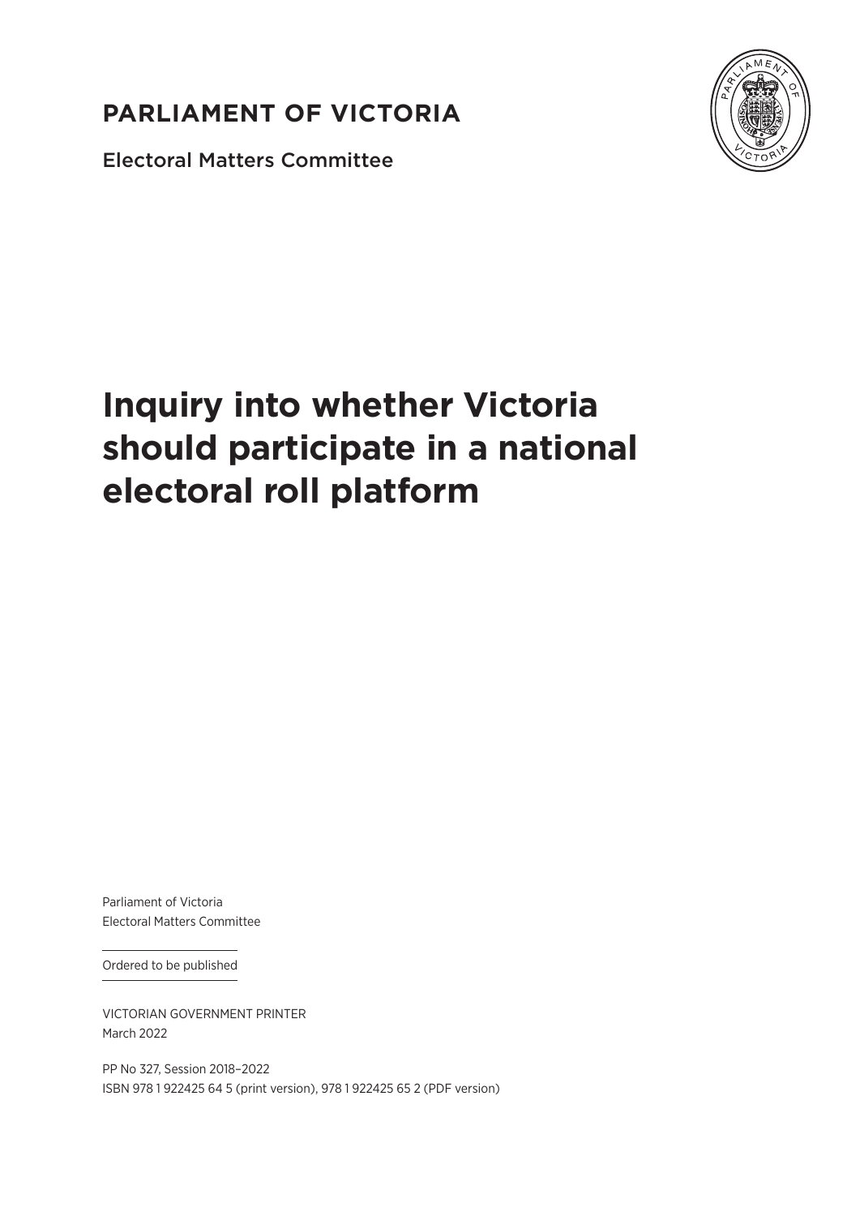**PARLIAMENT OF VICTORIA**

Electoral Matters Committee

# Inquiry into whether Victoria should participate in a national electoral roll platform

Parliament of Victoria
Electoral Matters Committee

Ordered to be published

VICTORIAN GOVERNMENT PRINTER
March 2022

PP No 327, Session 2018–2022
ISBN 978 1 922425 64 5 (print version), 978 1 922425 65 2 (PDF version)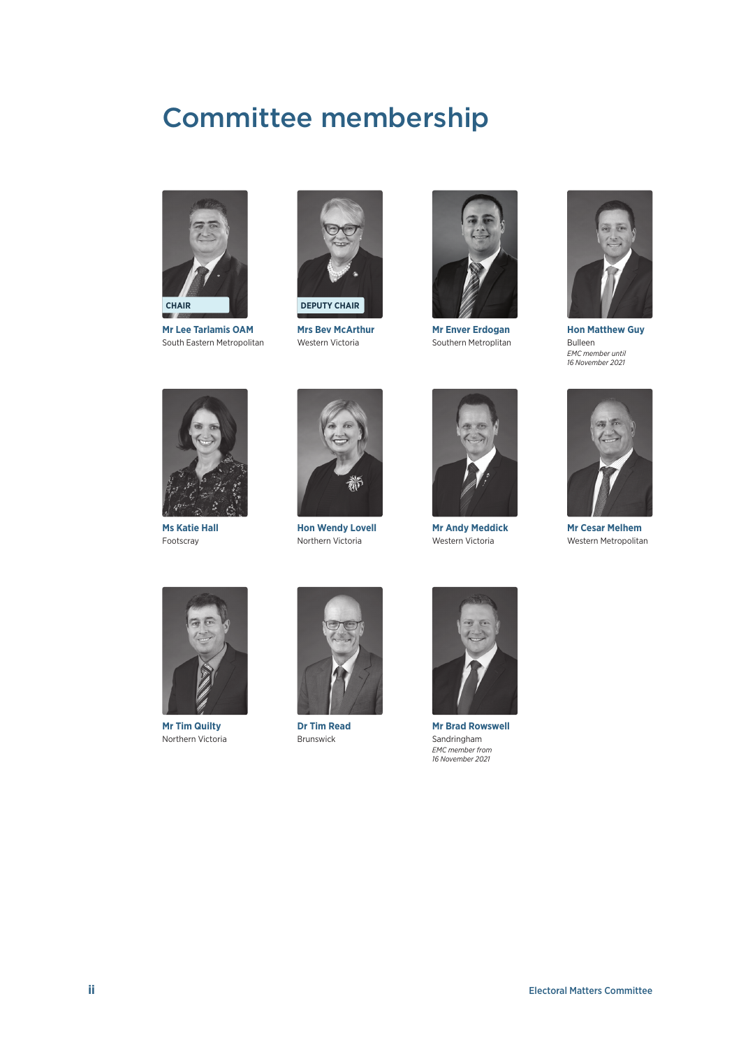# Committee membership

CHAIR

**Mr Lee Tarlamis OAM**
South Eastern Metropolitan

DEPUTY CHAIR

**Mrs Bev McArthur**
Western Victoria

**Mr Enver Erdogan**
Southern Metroplitan

**Hon Matthew Guy**
Bulleen
*EMC member until 16 November 2021*

**Ms Katie Hall**
Footscray

**Hon Wendy Lovell**
Northern Victoria

**Mr Andy Meddick**
Western Victoria

**Mr Cesar Melhem**
Western Metropolitan

**Mr Tim Quilty**
Northern Victoria

**Dr Tim Read**
Brunswick

**Mr Brad Rowswell**
Sandringham
*EMC member from 16 November 2021*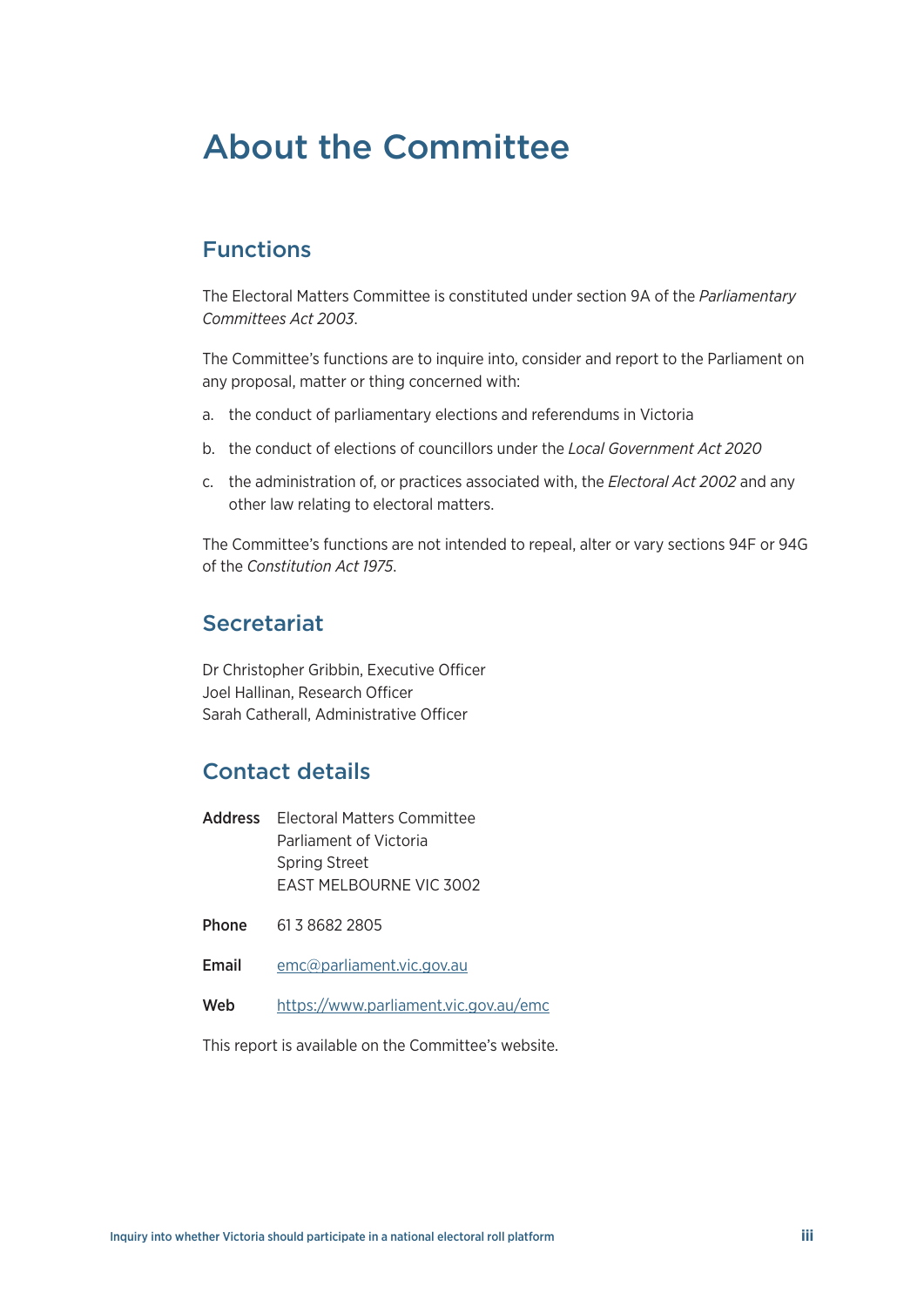# About the Committee

## Functions

The Electoral Matters Committee is constituted under section 9A of the *Parliamentary Committees Act 2003*.

The Committee's functions are to inquire into, consider and report to the Parliament on any proposal, matter or thing concerned with:

a. the conduct of parliamentary elections and referendums in Victoria

b. the conduct of elections of councillors under the *Local Government Act 2020*

c. the administration of, or practices associated with, the *Electoral Act 2002* and any other law relating to electoral matters.

The Committee's functions are not intended to repeal, alter or vary sections 94F or 94G of the *Constitution Act 1975*.

## Secretariat

Dr Christopher Gribbin, Executive Officer
Joel Hallinan, Research Officer
Sarah Catherall, Administrative Officer

## Contact details

**Address** Electoral Matters Committee
Parliament of Victoria
Spring Street
EAST MELBOURNE VIC 3002

**Phone** 61 3 8682 2805

**Email** emc@parliament.vic.gov.au

**Web** https://www.parliament.vic.gov.au/emc

This report is available on the Committee's website.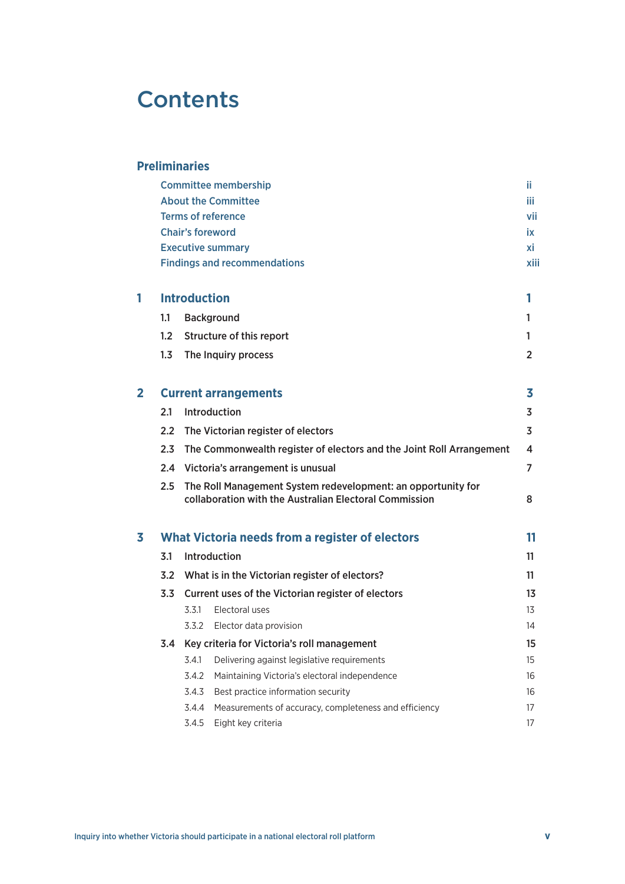# Contents

## Preliminaries

| | |
|---|---|
| Committee membership | ii |
| About the Committee | iii |
| Terms of reference | vii |
| Chair's foreword | ix |
| Executive summary | xi |
| Findings and recommendations | xiii |

| | | |
|---|---|---|
| **1** | **Introduction** | **1** |
| 1.1 | Background | 1 |
| 1.2 | Structure of this report | 1 |
| 1.3 | The Inquiry process | 2 |
| **2** | **Current arrangements** | **3** |
| 2.1 | Introduction | 3 |
| 2.2 | The Victorian register of electors | 3 |
| 2.3 | The Commonwealth register of electors and the Joint Roll Arrangement | 4 |
| 2.4 | Victoria's arrangement is unusual | 7 |
| 2.5 | The Roll Management System redevelopment: an opportunity for collaboration with the Australian Electoral Commission | 8 |
| **3** | **What Victoria needs from a register of electors** | **11** |
| 3.1 | Introduction | 11 |
| 3.2 | What is in the Victorian register of electors? | 11 |
| 3.3 | Current uses of the Victorian register of electors | 13 |
| 3.3.1 | Electoral uses | 13 |
| 3.3.2 | Elector data provision | 14 |
| 3.4 | Key criteria for Victoria's roll management | 15 |
| 3.4.1 | Delivering against legislative requirements | 15 |
| 3.4.2 | Maintaining Victoria's electoral independence | 16 |
| 3.4.3 | Best practice information security | 16 |
| 3.4.4 | Measurements of accuracy, completeness and efficiency | 17 |
| 3.4.5 | Eight key criteria | 17 |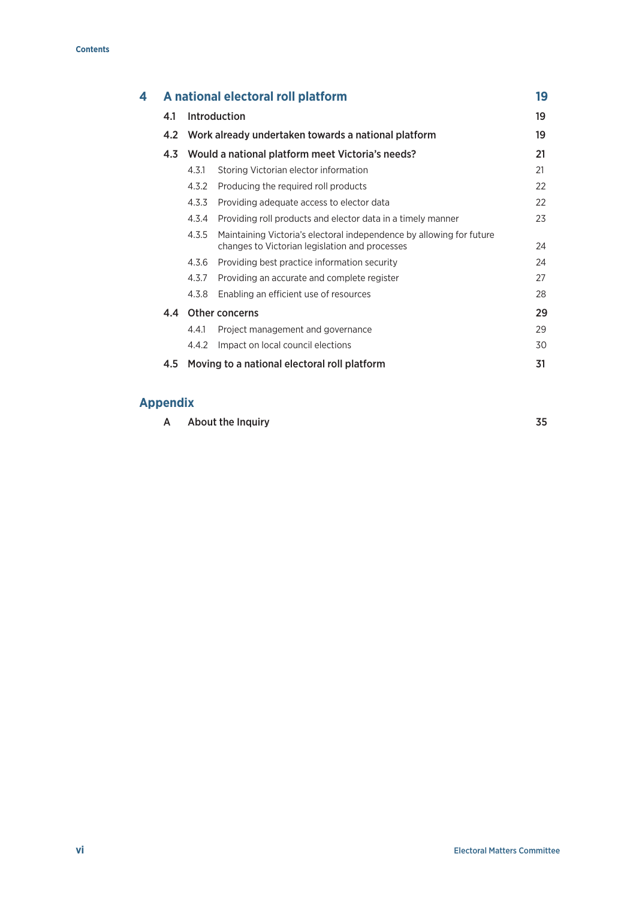| | | |
|---|---|---|
| **4** | **A national electoral roll platform** | **19** |
| **4.1** | **Introduction** | **19** |
| **4.2** | **Work already undertaken towards a national platform** | **19** |
| **4.3** | **Would a national platform meet Victoria's needs?** | **21** |
| 4.3.1 | Storing Victorian elector information | 21 |
| 4.3.2 | Producing the required roll products | 22 |
| 4.3.3 | Providing adequate access to elector data | 22 |
| 4.3.4 | Providing roll products and elector data in a timely manner | 23 |
| 4.3.5 | Maintaining Victoria's electoral independence by allowing for future changes to Victorian legislation and processes | 24 |
| 4.3.6 | Providing best practice information security | 24 |
| 4.3.7 | Providing an accurate and complete register | 27 |
| 4.3.8 | Enabling an efficient use of resources | 28 |
| **4.4** | **Other concerns** | **29** |
| 4.4.1 | Project management and governance | 29 |
| 4.4.2 | Impact on local council elections | 30 |
| **4.5** | **Moving to a national electoral roll platform** | **31** |

## Appendix

| | | |
|---|---|---|
| **A** | **About the Inquiry** | **35** |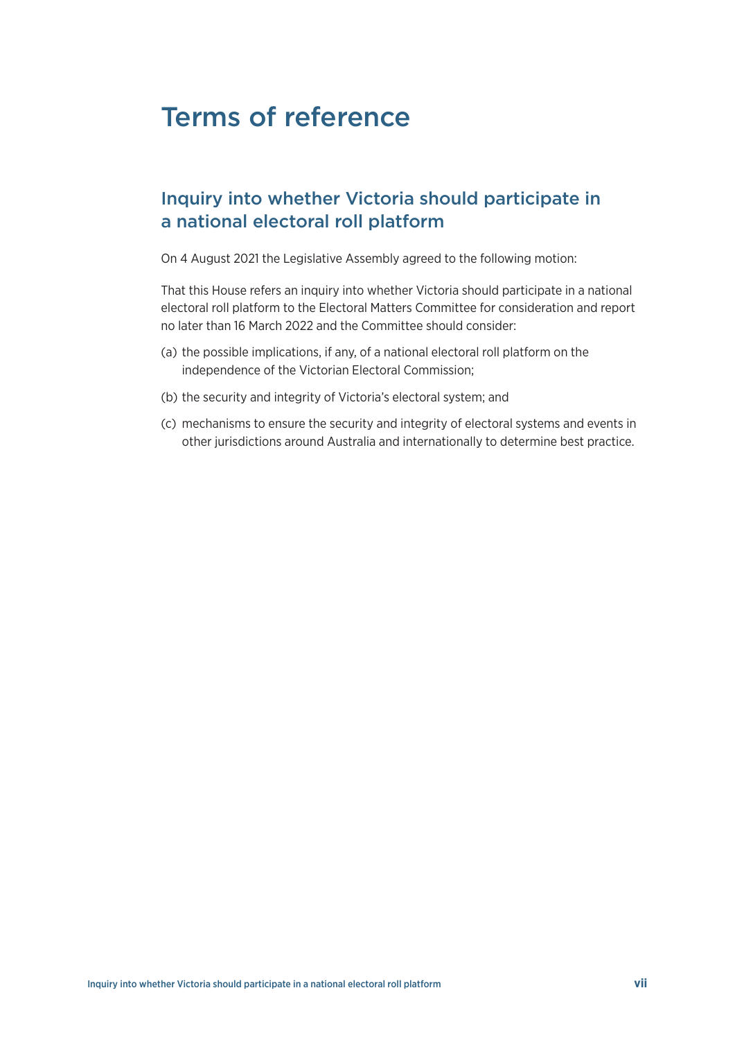# Terms of reference

## Inquiry into whether Victoria should participate in a national electoral roll platform

On 4 August 2021 the Legislative Assembly agreed to the following motion:

That this House refers an inquiry into whether Victoria should participate in a national electoral roll platform to the Electoral Matters Committee for consideration and report no later than 16 March 2022 and the Committee should consider:

(a) the possible implications, if any, of a national electoral roll platform on the independence of the Victorian Electoral Commission;

(b) the security and integrity of Victoria's electoral system; and

(c) mechanisms to ensure the security and integrity of electoral systems and events in other jurisdictions around Australia and internationally to determine best practice.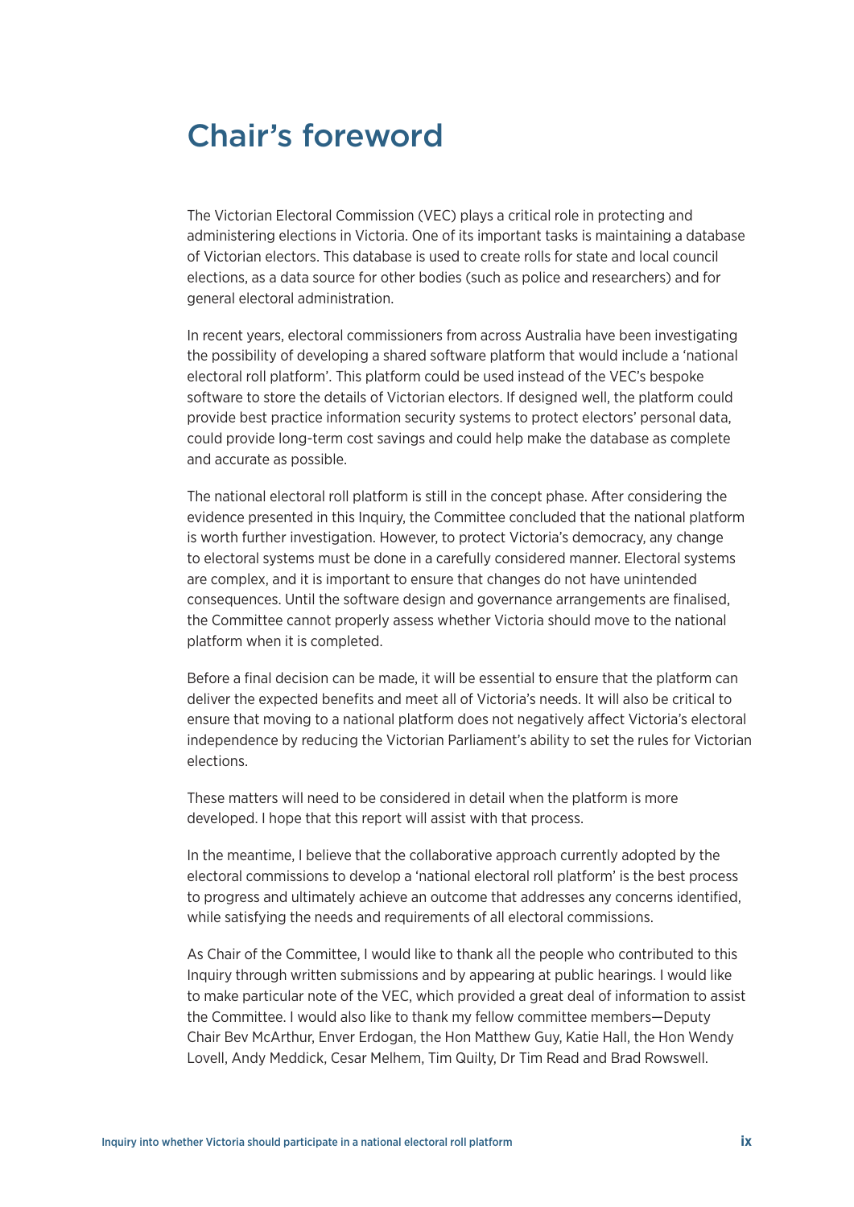# Chair's foreword

The Victorian Electoral Commission (VEC) plays a critical role in protecting and administering elections in Victoria. One of its important tasks is maintaining a database of Victorian electors. This database is used to create rolls for state and local council elections, as a data source for other bodies (such as police and researchers) and for general electoral administration.

In recent years, electoral commissioners from across Australia have been investigating the possibility of developing a shared software platform that would include a 'national electoral roll platform'. This platform could be used instead of the VEC's bespoke software to store the details of Victorian electors. If designed well, the platform could provide best practice information security systems to protect electors' personal data, could provide long-term cost savings and could help make the database as complete and accurate as possible.

The national electoral roll platform is still in the concept phase. After considering the evidence presented in this Inquiry, the Committee concluded that the national platform is worth further investigation. However, to protect Victoria's democracy, any change to electoral systems must be done in a carefully considered manner. Electoral systems are complex, and it is important to ensure that changes do not have unintended consequences. Until the software design and governance arrangements are finalised, the Committee cannot properly assess whether Victoria should move to the national platform when it is completed.

Before a final decision can be made, it will be essential to ensure that the platform can deliver the expected benefits and meet all of Victoria's needs. It will also be critical to ensure that moving to a national platform does not negatively affect Victoria's electoral independence by reducing the Victorian Parliament's ability to set the rules for Victorian elections.

These matters will need to be considered in detail when the platform is more developed. I hope that this report will assist with that process.

In the meantime, I believe that the collaborative approach currently adopted by the electoral commissions to develop a 'national electoral roll platform' is the best process to progress and ultimately achieve an outcome that addresses any concerns identified, while satisfying the needs and requirements of all electoral commissions.

As Chair of the Committee, I would like to thank all the people who contributed to this Inquiry through written submissions and by appearing at public hearings. I would like to make particular note of the VEC, which provided a great deal of information to assist the Committee. I would also like to thank my fellow committee members—Deputy Chair Bev McArthur, Enver Erdogan, the Hon Matthew Guy, Katie Hall, the Hon Wendy Lovell, Andy Meddick, Cesar Melhem, Tim Quilty, Dr Tim Read and Brad Rowswell.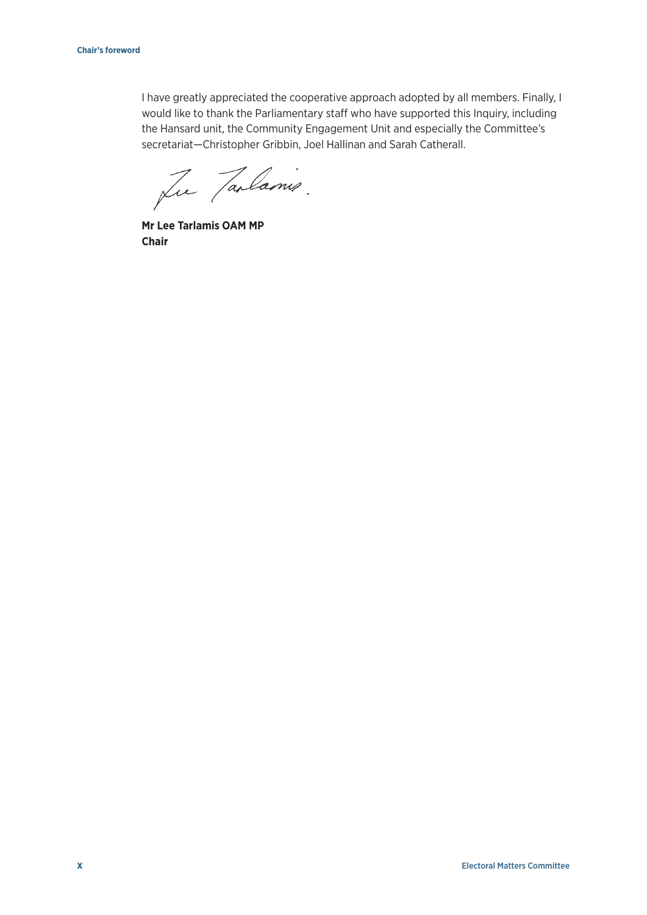I have greatly appreciated the cooperative approach adopted by all members. Finally, I would like to thank the Parliamentary staff who have supported this Inquiry, including the Hansard unit, the Community Engagement Unit and especially the Committee's secretariat—Christopher Gribbin, Joel Hallinan and Sarah Catherall.

**Mr Lee Tarlamis OAM MP**
**Chair**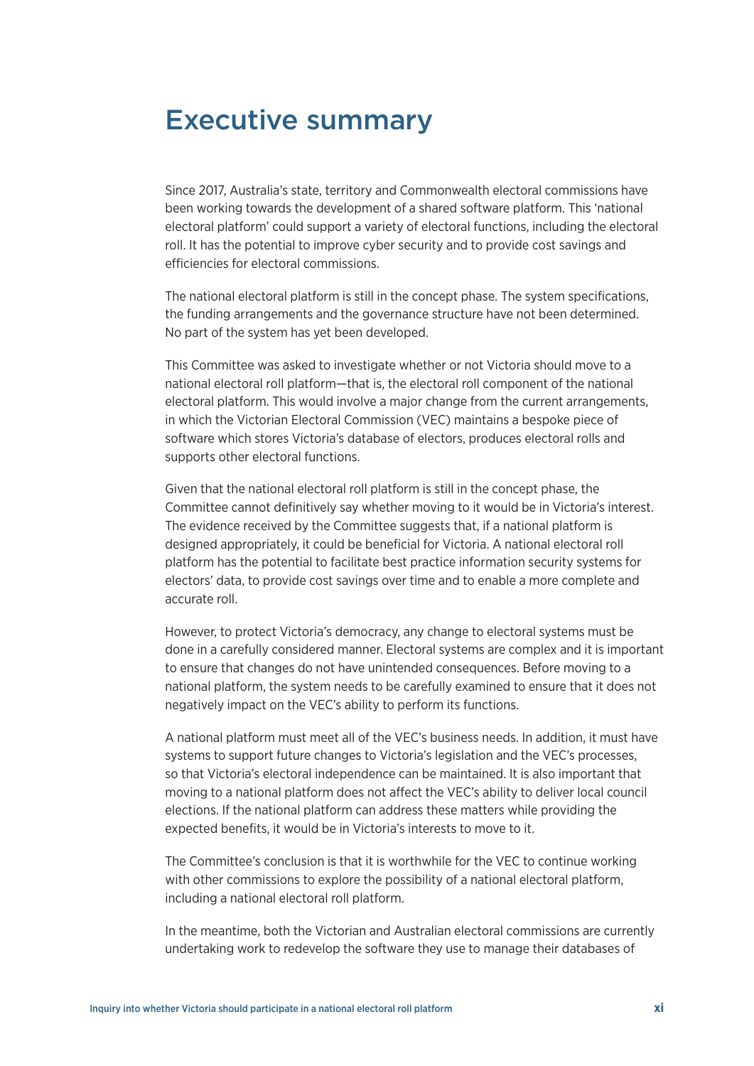# Executive summary

Since 2017, Australia's state, territory and Commonwealth electoral commissions have been working towards the development of a shared software platform. This 'national electoral platform' could support a variety of electoral functions, including the electoral roll. It has the potential to improve cyber security and to provide cost savings and efficiencies for electoral commissions.

The national electoral platform is still in the concept phase. The system specifications, the funding arrangements and the governance structure have not been determined. No part of the system has yet been developed.

This Committee was asked to investigate whether or not Victoria should move to a national electoral roll platform—that is, the electoral roll component of the national electoral platform. This would involve a major change from the current arrangements, in which the Victorian Electoral Commission (VEC) maintains a bespoke piece of software which stores Victoria's database of electors, produces electoral rolls and supports other electoral functions.

Given that the national electoral roll platform is still in the concept phase, the Committee cannot definitively say whether moving to it would be in Victoria's interest. The evidence received by the Committee suggests that, if a national platform is designed appropriately, it could be beneficial for Victoria. A national electoral roll platform has the potential to facilitate best practice information security systems for electors' data, to provide cost savings over time and to enable a more complete and accurate roll.

However, to protect Victoria's democracy, any change to electoral systems must be done in a carefully considered manner. Electoral systems are complex and it is important to ensure that changes do not have unintended consequences. Before moving to a national platform, the system needs to be carefully examined to ensure that it does not negatively impact on the VEC's ability to perform its functions.

A national platform must meet all of the VEC's business needs. In addition, it must have systems to support future changes to Victoria's legislation and the VEC's processes, so that Victoria's electoral independence can be maintained. It is also important that moving to a national platform does not affect the VEC's ability to deliver local council elections. If the national platform can address these matters while providing the expected benefits, it would be in Victoria's interests to move to it.

The Committee's conclusion is that it is worthwhile for the VEC to continue working with other commissions to explore the possibility of a national electoral platform, including a national electoral roll platform.

In the meantime, both the Victorian and Australian electoral commissions are currently undertaking work to redevelop the software they use to manage their databases of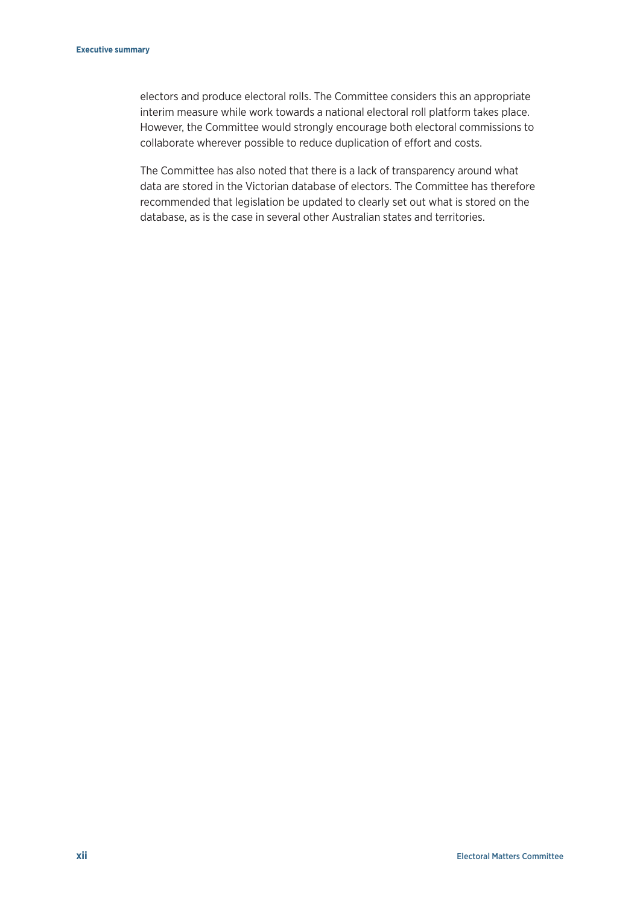electors and produce electoral rolls. The Committee considers this an appropriate interim measure while work towards a national electoral roll platform takes place. However, the Committee would strongly encourage both electoral commissions to collaborate wherever possible to reduce duplication of effort and costs.

The Committee has also noted that there is a lack of transparency around what data are stored in the Victorian database of electors. The Committee has therefore recommended that legislation be updated to clearly set out what is stored on the database, as is the case in several other Australian states and territories.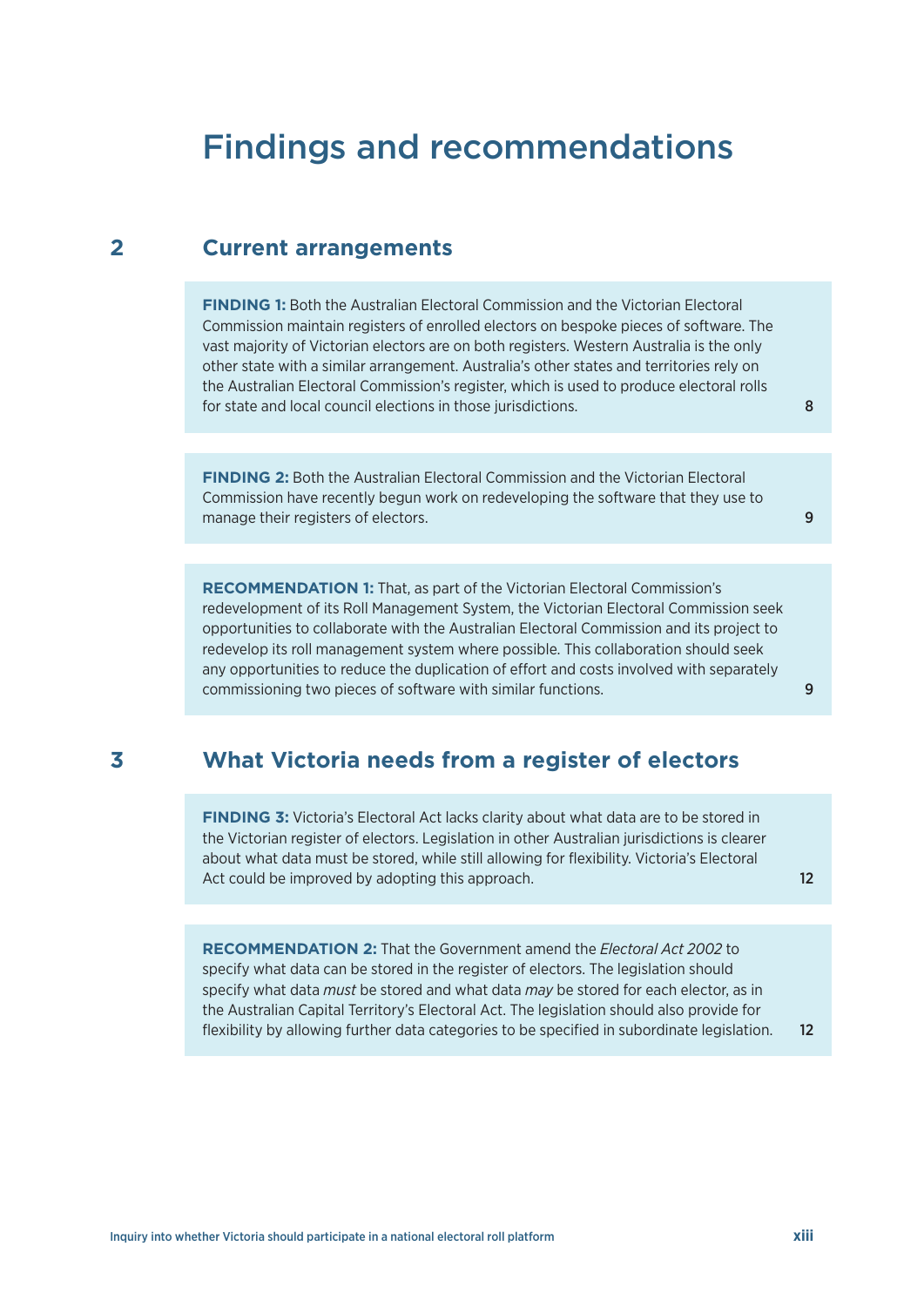# Findings and recommendations

## 2 Current arrangements

**FINDING 1:** Both the Australian Electoral Commission and the Victorian Electoral Commission maintain registers of enrolled electors on bespoke pieces of software. The vast majority of Victorian electors are on both registers. Western Australia is the only other state with a similar arrangement. Australia's other states and territories rely on the Australian Electoral Commission's register, which is used to produce electoral rolls for state and local council elections in those jurisdictions. 8

**FINDING 2:** Both the Australian Electoral Commission and the Victorian Electoral Commission have recently begun work on redeveloping the software that they use to manage their registers of electors. 9

**RECOMMENDATION 1:** That, as part of the Victorian Electoral Commission's redevelopment of its Roll Management System, the Victorian Electoral Commission seek opportunities to collaborate with the Australian Electoral Commission and its project to redevelop its roll management system where possible. This collaboration should seek any opportunities to reduce the duplication of effort and costs involved with separately commissioning two pieces of software with similar functions. 9

## 3 What Victoria needs from a register of electors

**FINDING 3:** Victoria's Electoral Act lacks clarity about what data are to be stored in the Victorian register of electors. Legislation in other Australian jurisdictions is clearer about what data must be stored, while still allowing for flexibility. Victoria's Electoral Act could be improved by adopting this approach. 12

**RECOMMENDATION 2:** That the Government amend the *Electoral Act 2002* to specify what data can be stored in the register of electors. The legislation should specify what data *must* be stored and what data *may* be stored for each elector, as in the Australian Capital Territory's Electoral Act. The legislation should also provide for flexibility by allowing further data categories to be specified in subordinate legislation. 12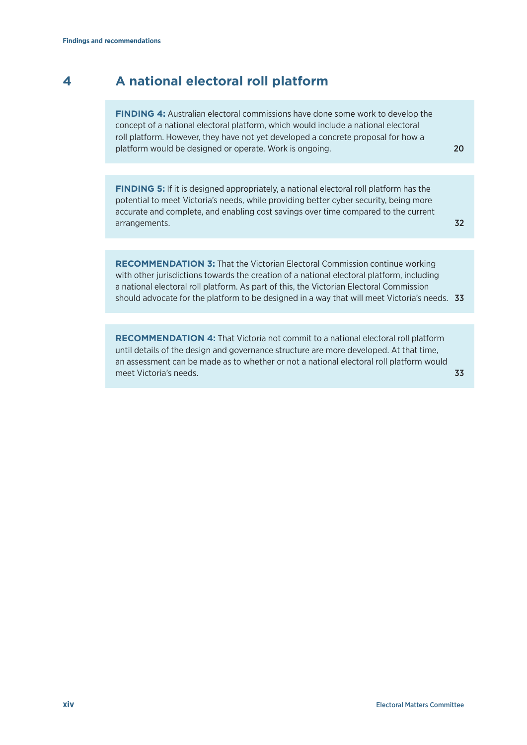## 4 A national electoral roll platform

**FINDING 4:** Australian electoral commissions have done some work to develop the concept of a national electoral platform, which would include a national electoral roll platform. However, they have not yet developed a concrete proposal for how a platform would be designed or operate. Work is ongoing. 20

**FINDING 5:** If it is designed appropriately, a national electoral roll platform has the potential to meet Victoria's needs, while providing better cyber security, being more accurate and complete, and enabling cost savings over time compared to the current arrangements. 32

**RECOMMENDATION 3:** That the Victorian Electoral Commission continue working with other jurisdictions towards the creation of a national electoral platform, including a national electoral roll platform. As part of this, the Victorian Electoral Commission should advocate for the platform to be designed in a way that will meet Victoria's needs. 33

**RECOMMENDATION 4:** That Victoria not commit to a national electoral roll platform until details of the design and governance structure are more developed. At that time, an assessment can be made as to whether or not a national electoral roll platform would meet Victoria's needs. 33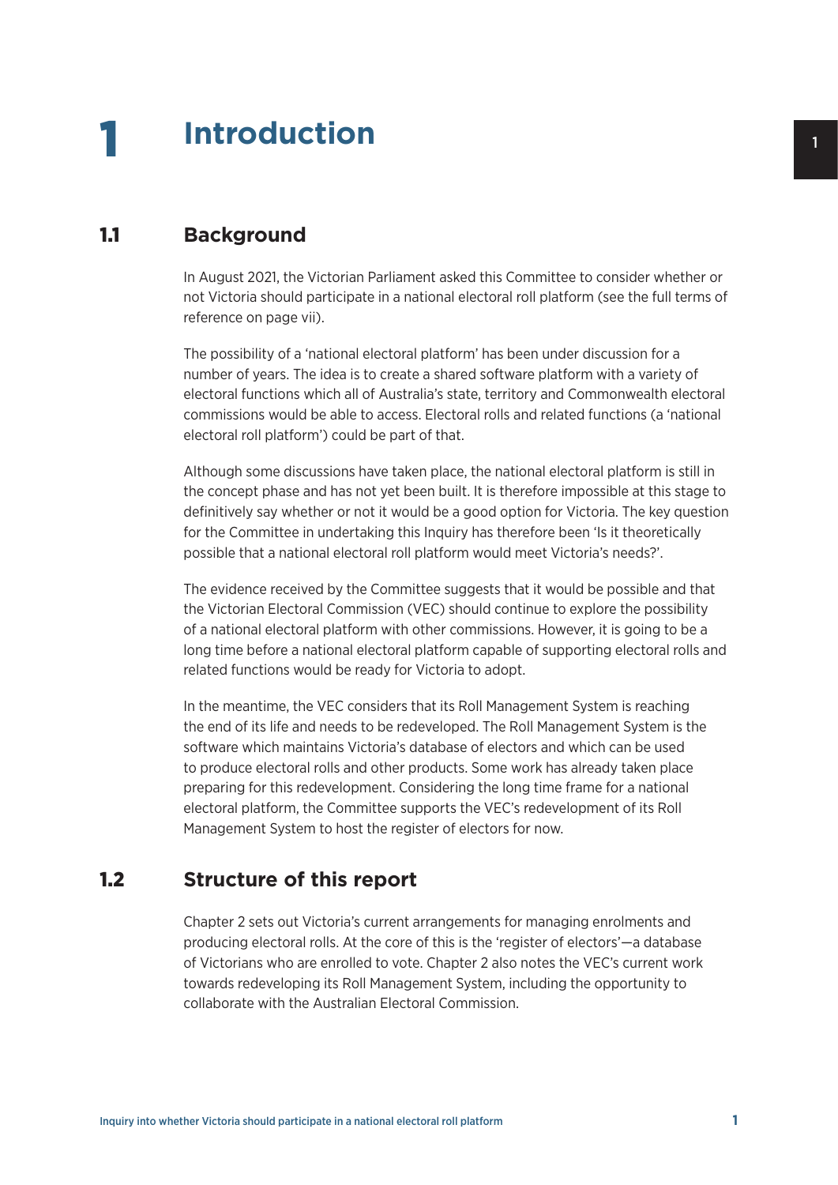# 1 Introduction

## 1.1 Background

In August 2021, the Victorian Parliament asked this Committee to consider whether or not Victoria should participate in a national electoral roll platform (see the full terms of reference on page vii).

The possibility of a 'national electoral platform' has been under discussion for a number of years. The idea is to create a shared software platform with a variety of electoral functions which all of Australia's state, territory and Commonwealth electoral commissions would be able to access. Electoral rolls and related functions (a 'national electoral roll platform') could be part of that.

Although some discussions have taken place, the national electoral platform is still in the concept phase and has not yet been built. It is therefore impossible at this stage to definitively say whether or not it would be a good option for Victoria. The key question for the Committee in undertaking this Inquiry has therefore been 'Is it theoretically possible that a national electoral roll platform would meet Victoria's needs?'.

The evidence received by the Committee suggests that it would be possible and that the Victorian Electoral Commission (VEC) should continue to explore the possibility of a national electoral platform with other commissions. However, it is going to be a long time before a national electoral platform capable of supporting electoral rolls and related functions would be ready for Victoria to adopt.

In the meantime, the VEC considers that its Roll Management System is reaching the end of its life and needs to be redeveloped. The Roll Management System is the software which maintains Victoria's database of electors and which can be used to produce electoral rolls and other products. Some work has already taken place preparing for this redevelopment. Considering the long time frame for a national electoral platform, the Committee supports the VEC's redevelopment of its Roll Management System to host the register of electors for now.

## 1.2 Structure of this report

Chapter 2 sets out Victoria's current arrangements for managing enrolments and producing electoral rolls. At the core of this is the 'register of electors'—a database of Victorians who are enrolled to vote. Chapter 2 also notes the VEC's current work towards redeveloping its Roll Management System, including the opportunity to collaborate with the Australian Electoral Commission.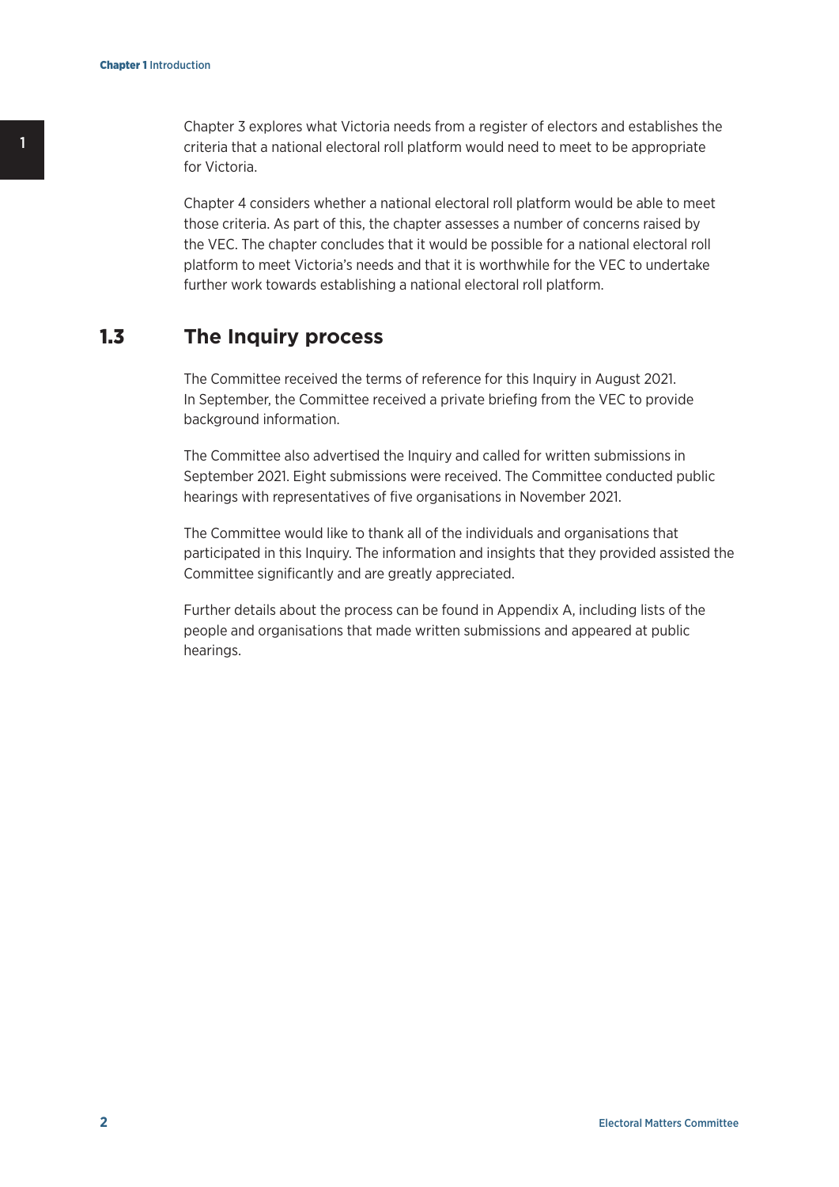Chapter 3 explores what Victoria needs from a register of electors and establishes the criteria that a national electoral roll platform would need to meet to be appropriate for Victoria.

Chapter 4 considers whether a national electoral roll platform would be able to meet those criteria. As part of this, the chapter assesses a number of concerns raised by the VEC. The chapter concludes that it would be possible for a national electoral roll platform to meet Victoria's needs and that it is worthwhile for the VEC to undertake further work towards establishing a national electoral roll platform.

## 1.3 The Inquiry process

The Committee received the terms of reference for this Inquiry in August 2021. In September, the Committee received a private briefing from the VEC to provide background information.

The Committee also advertised the Inquiry and called for written submissions in September 2021. Eight submissions were received. The Committee conducted public hearings with representatives of five organisations in November 2021.

The Committee would like to thank all of the individuals and organisations that participated in this Inquiry. The information and insights that they provided assisted the Committee significantly and are greatly appreciated.

Further details about the process can be found in Appendix A, including lists of the people and organisations that made written submissions and appeared at public hearings.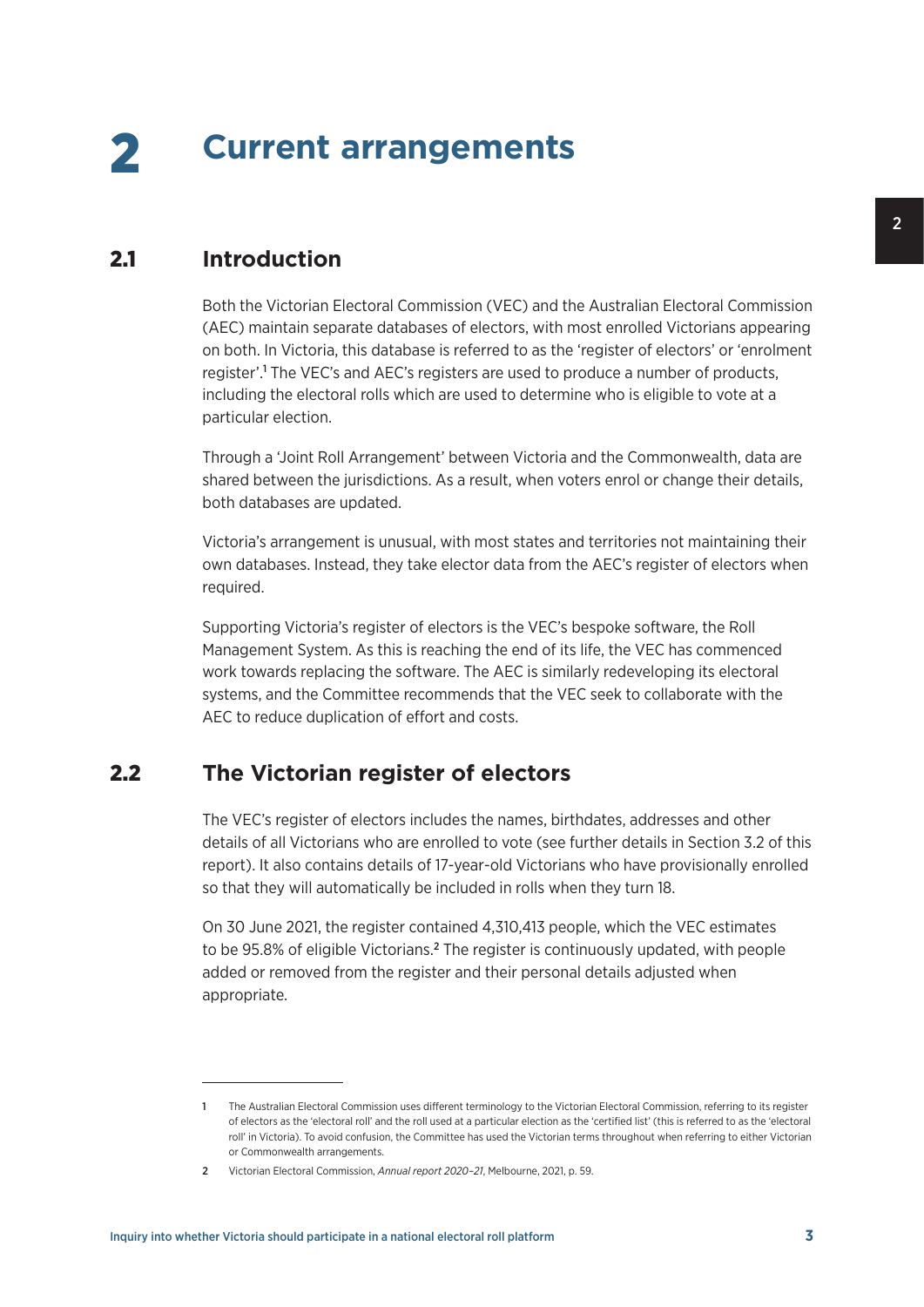# 2 Current arrangements

## 2.1 Introduction

Both the Victorian Electoral Commission (VEC) and the Australian Electoral Commission (AEC) maintain separate databases of electors, with most enrolled Victorians appearing on both. In Victoria, this database is referred to as the 'register of electors' or 'enrolment register'.[1] The VEC's and AEC's registers are used to produce a number of products, including the electoral rolls which are used to determine who is eligible to vote at a particular election.

Through a 'Joint Roll Arrangement' between Victoria and the Commonwealth, data are shared between the jurisdictions. As a result, when voters enrol or change their details, both databases are updated.

Victoria's arrangement is unusual, with most states and territories not maintaining their own databases. Instead, they take elector data from the AEC's register of electors when required.

Supporting Victoria's register of electors is the VEC's bespoke software, the Roll Management System. As this is reaching the end of its life, the VEC has commenced work towards replacing the software. The AEC is similarly redeveloping its electoral systems, and the Committee recommends that the VEC seek to collaborate with the AEC to reduce duplication of effort and costs.

## 2.2 The Victorian register of electors

The VEC's register of electors includes the names, birthdates, addresses and other details of all Victorians who are enrolled to vote (see further details in Section 3.2 of this report). It also contains details of 17-year-old Victorians who have provisionally enrolled so that they will automatically be included in rolls when they turn 18.

On 30 June 2021, the register contained 4,310,413 people, which the VEC estimates to be 95.8% of eligible Victorians.[2] The register is continuously updated, with people added or removed from the register and their personal details adjusted when appropriate.

---

1 The Australian Electoral Commission uses different terminology to the Victorian Electoral Commission, referring to its register of electors as the 'electoral roll' and the roll used at a particular election as the 'certified list' (this is referred to as the 'electoral roll' in Victoria). To avoid confusion, the Committee has used the Victorian terms throughout when referring to either Victorian or Commonwealth arrangements.

2 Victorian Electoral Commission, *Annual report 2020–21*, Melbourne, 2021, p. 59.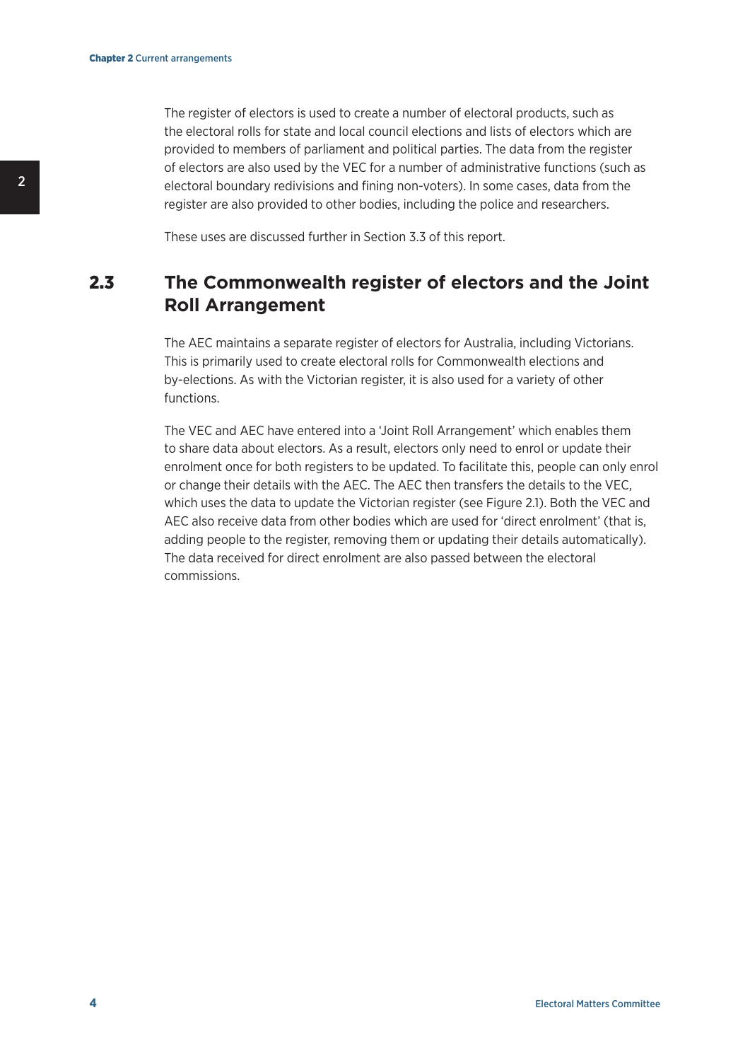The register of electors is used to create a number of electoral products, such as the electoral rolls for state and local council elections and lists of electors which are provided to members of parliament and political parties. The data from the register of electors are also used by the VEC for a number of administrative functions (such as electoral boundary redivisions and fining non-voters). In some cases, data from the register are also provided to other bodies, including the police and researchers.

These uses are discussed further in Section 3.3 of this report.

## 2.3 The Commonwealth register of electors and the Joint Roll Arrangement

The AEC maintains a separate register of electors for Australia, including Victorians. This is primarily used to create electoral rolls for Commonwealth elections and by-elections. As with the Victorian register, it is also used for a variety of other functions.

The VEC and AEC have entered into a 'Joint Roll Arrangement' which enables them to share data about electors. As a result, electors only need to enrol or update their enrolment once for both registers to be updated. To facilitate this, people can only enrol or change their details with the AEC. The AEC then transfers the details to the VEC, which uses the data to update the Victorian register (see Figure 2.1). Both the VEC and AEC also receive data from other bodies which are used for 'direct enrolment' (that is, adding people to the register, removing them or updating their details automatically). The data received for direct enrolment are also passed between the electoral commissions.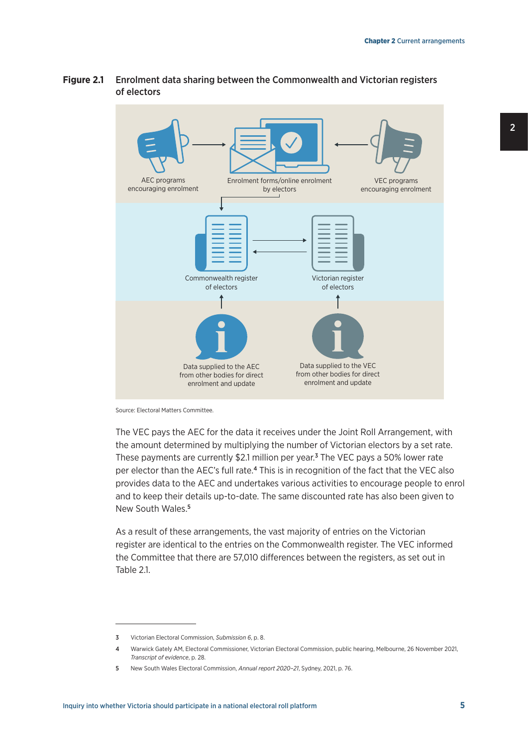**Figure 2.1 Enrolment data sharing between the Commonwealth and Victorian registers of electors**

AEC programs encouraging enrolment

Enrolment forms/online enrolment by electors

VEC programs encouraging enrolment

Commonwealth register of electors

Victorian register of electors

Data supplied to the AEC from other bodies for direct enrolment and update

Data supplied to the VEC from other bodies for direct enrolment and update

Source: Electoral Matters Committee.

The VEC pays the AEC for the data it receives under the Joint Roll Arrangement, with the amount determined by multiplying the number of Victorian electors by a set rate. These payments are currently $2.1 million per year.[3] The VEC pays a 50% lower rate per elector than the AEC's full rate.[4] This is in recognition of the fact that the VEC also provides data to the AEC and undertakes various activities to encourage people to enrol and to keep their details up-to-date. The same discounted rate has also been given to New South Wales.[5]

As a result of these arrangements, the vast majority of entries on the Victorian register are identical to the entries on the Commonwealth register. The VEC informed the Committee that there are 57,010 differences between the registers, as set out in Table 2.1.

---

3 Victorian Electoral Commission, *Submission 6*, p. 8.

4 Warwick Gately AM, Electoral Commissioner, Victorian Electoral Commission, public hearing, Melbourne, 26 November 2021, *Transcript of evidence*, p. 28.

5 New South Wales Electoral Commission, *Annual report 2020–21*, Sydney, 2021, p. 76.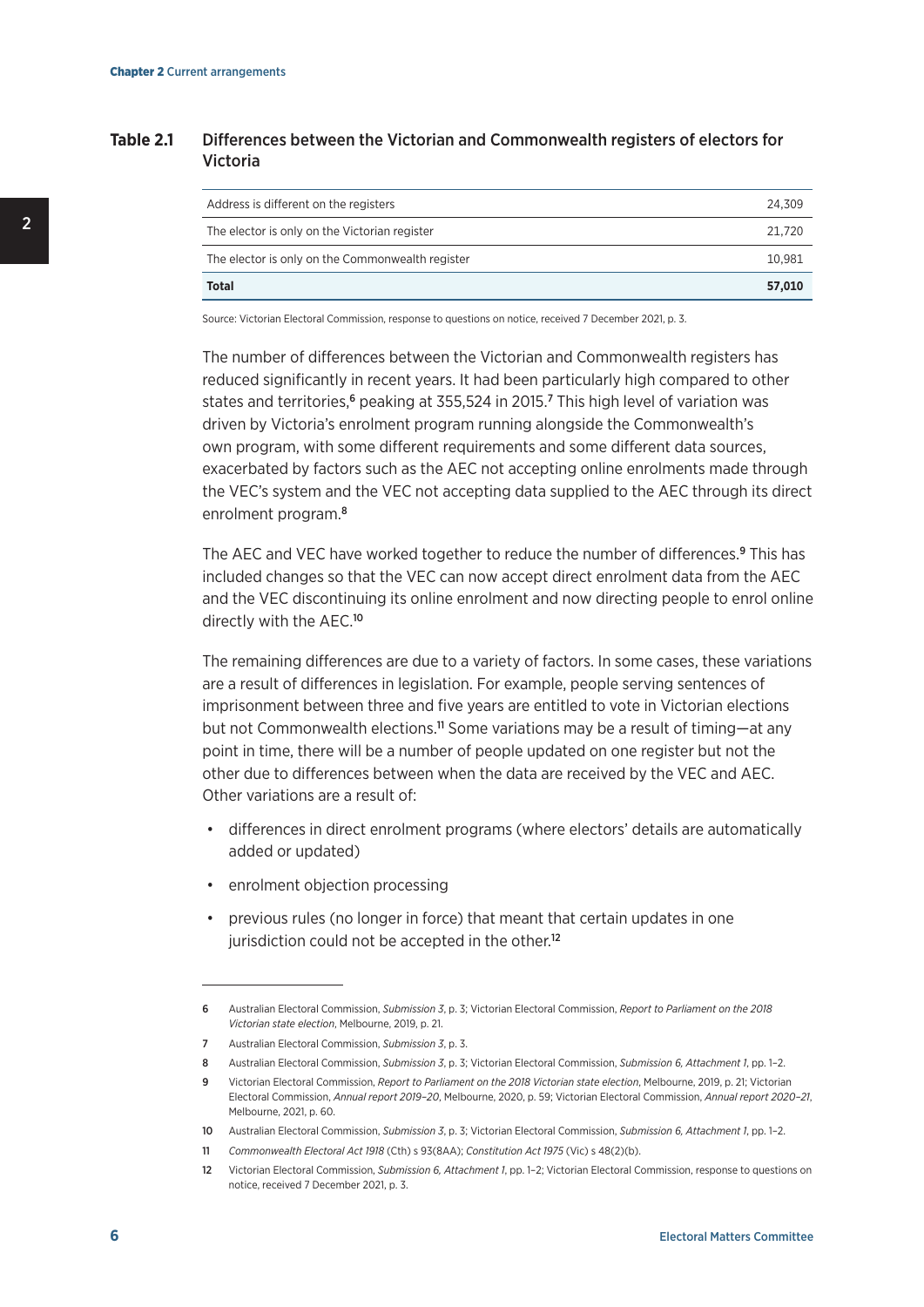**Table 2.1 Differences between the Victorian and Commonwealth registers of electors for Victoria**

| | |
|---|---|
| Address is different on the registers | 24,309 |
| The elector is only on the Victorian register | 21,720 |
| The elector is only on the Commonwealth register | 10,981 |
| **Total** | **57,010** |

Source: Victorian Electoral Commission, response to questions on notice, received 7 December 2021, p. 3.

The number of differences between the Victorian and Commonwealth registers has reduced significantly in recent years. It had been particularly high compared to other states and territories,[6] peaking at 355,524 in 2015.[7] This high level of variation was driven by Victoria's enrolment program running alongside the Commonwealth's own program, with some different requirements and some different data sources, exacerbated by factors such as the AEC not accepting online enrolments made through the VEC's system and the VEC not accepting data supplied to the AEC through its direct enrolment program.[8]

The AEC and VEC have worked together to reduce the number of differences.[9] This has included changes so that the VEC can now accept direct enrolment data from the AEC and the VEC discontinuing its online enrolment and now directing people to enrol online directly with the AEC.[10]

The remaining differences are due to a variety of factors. In some cases, these variations are a result of differences in legislation. For example, people serving sentences of imprisonment between three and five years are entitled to vote in Victorian elections but not Commonwealth elections.[11] Some variations may be a result of timing—at any point in time, there will be a number of people updated on one register but not the other due to differences between when the data are received by the VEC and AEC. Other variations are a result of:

- differences in direct enrolment programs (where electors' details are automatically added or updated)
- enrolment objection processing
- previous rules (no longer in force) that meant that certain updates in one jurisdiction could not be accepted in the other.[12]

---

6 Australian Electoral Commission, *Submission 3*, p. 3; Victorian Electoral Commission, *Report to Parliament on the 2018 Victorian state election*, Melbourne, 2019, p. 21.

7 Australian Electoral Commission, *Submission 3*, p. 3.

8 Australian Electoral Commission, *Submission 3*, p. 3; Victorian Electoral Commission, *Submission 6, Attachment 1*, pp. 1–2.

9 Victorian Electoral Commission, *Report to Parliament on the 2018 Victorian state election*, Melbourne, 2019, p. 21; Victorian Electoral Commission, *Annual report 2019–20*, Melbourne, 2020, p. 59; Victorian Electoral Commission, *Annual report 2020–21*, Melbourne, 2021, p. 60.

10 Australian Electoral Commission, *Submission 3*, p. 3; Victorian Electoral Commission, *Submission 6, Attachment 1*, pp. 1–2.

11 *Commonwealth Electoral Act 1918* (Cth) s 93(8AA); *Constitution Act 1975* (Vic) s 48(2)(b).

12 Victorian Electoral Commission, *Submission 6, Attachment 1*, pp. 1–2; Victorian Electoral Commission, response to questions on notice, received 7 December 2021, p. 3.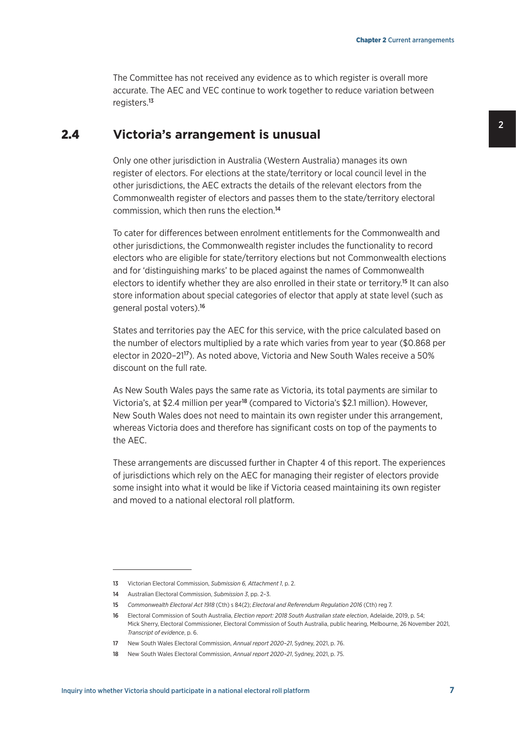The Committee has not received any evidence as to which register is overall more accurate. The AEC and VEC continue to work together to reduce variation between registers.[13]

## 2.4 Victoria's arrangement is unusual

Only one other jurisdiction in Australia (Western Australia) manages its own register of electors. For elections at the state/territory or local council level in the other jurisdictions, the AEC extracts the details of the relevant electors from the Commonwealth register of electors and passes them to the state/territory electoral commission, which then runs the election.[14]

To cater for differences between enrolment entitlements for the Commonwealth and other jurisdictions, the Commonwealth register includes the functionality to record electors who are eligible for state/territory elections but not Commonwealth elections and for 'distinguishing marks' to be placed against the names of Commonwealth electors to identify whether they are also enrolled in their state or territory.[15] It can also store information about special categories of elector that apply at state level (such as general postal voters).[16]

States and territories pay the AEC for this service, with the price calculated based on the number of electors multiplied by a rate which varies from year to year ($0.868 per elector in 2020–21[17]). As noted above, Victoria and New South Wales receive a 50% discount on the full rate.

As New South Wales pays the same rate as Victoria, its total payments are similar to Victoria's, at $2.4 million per year[18] (compared to Victoria's $2.1 million). However, New South Wales does not need to maintain its own register under this arrangement, whereas Victoria does and therefore has significant costs on top of the payments to the AEC.

These arrangements are discussed further in Chapter 4 of this report. The experiences of jurisdictions which rely on the AEC for managing their register of electors provide some insight into what it would be like if Victoria ceased maintaining its own register and moved to a national electoral roll platform.

---

13 Victorian Electoral Commission, *Submission 6, Attachment 1*, p. 2.

14 Australian Electoral Commission, *Submission 3*, pp. 2–3.

15 *Commonwealth Electoral Act 1918* (Cth) s 84(2); *Electoral and Referendum Regulation 2016* (Cth) reg 7.

16 Electoral Commission of South Australia, *Election report: 2018 South Australian state election*, Adelaide, 2019, p. 54; Mick Sherry, Electoral Commissioner, Electoral Commission of South Australia, public hearing, Melbourne, 26 November 2021, *Transcript of evidence*, p. 6.

17 New South Wales Electoral Commission, *Annual report 2020–21*, Sydney, 2021, p. 76.

18 New South Wales Electoral Commission, *Annual report 2020–21*, Sydney, 2021, p. 75.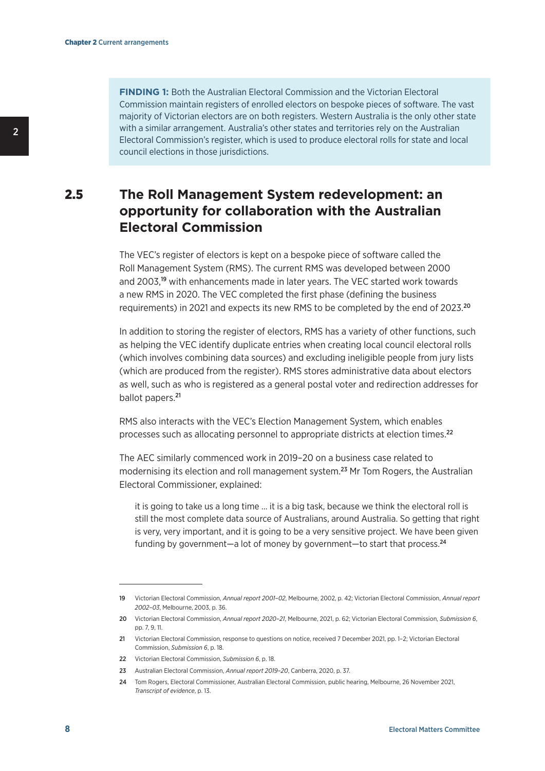**FINDING 1:** Both the Australian Electoral Commission and the Victorian Electoral Commission maintain registers of enrolled electors on bespoke pieces of software. The vast majority of Victorian electors are on both registers. Western Australia is the only other state with a similar arrangement. Australia's other states and territories rely on the Australian Electoral Commission's register, which is used to produce electoral rolls for state and local council elections in those jurisdictions.

## 2.5 The Roll Management System redevelopment: an opportunity for collaboration with the Australian Electoral Commission

The VEC's register of electors is kept on a bespoke piece of software called the Roll Management System (RMS). The current RMS was developed between 2000 and 2003,[19] with enhancements made in later years. The VEC started work towards a new RMS in 2020. The VEC completed the first phase (defining the business requirements) in 2021 and expects its new RMS to be completed by the end of 2023.[20]

In addition to storing the register of electors, RMS has a variety of other functions, such as helping the VEC identify duplicate entries when creating local council electoral rolls (which involves combining data sources) and excluding ineligible people from jury lists (which are produced from the register). RMS stores administrative data about electors as well, such as who is registered as a general postal voter and redirection addresses for ballot papers.[21]

RMS also interacts with the VEC's Election Management System, which enables processes such as allocating personnel to appropriate districts at election times.[22]

The AEC similarly commenced work in 2019–20 on a business case related to modernising its election and roll management system.[23] Mr Tom Rogers, the Australian Electoral Commissioner, explained:

> it is going to take us a long time … it is a big task, because we think the electoral roll is still the most complete data source of Australians, around Australia. So getting that right is very, very important, and it is going to be a very sensitive project. We have been given funding by government—a lot of money by government—to start that process.[24]

---

19 Victorian Electoral Commission, *Annual report 2001–02*, Melbourne, 2002, p. 42; Victorian Electoral Commission, *Annual report 2002–03*, Melbourne, 2003, p. 36.

20 Victorian Electoral Commission, *Annual report 2020–21*, Melbourne, 2021, p. 62; Victorian Electoral Commission, *Submission 6*, pp. 7, 9, 11.

21 Victorian Electoral Commission, response to questions on notice, received 7 December 2021, pp. 1–2; Victorian Electoral Commission, *Submission 6*, p. 18.

22 Victorian Electoral Commission, *Submission 6*, p. 18.

23 Australian Electoral Commission, *Annual report 2019–20*, Canberra, 2020, p. 37.

24 Tom Rogers, Electoral Commissioner, Australian Electoral Commission, public hearing, Melbourne, 26 November 2021, *Transcript of evidence*, p. 13.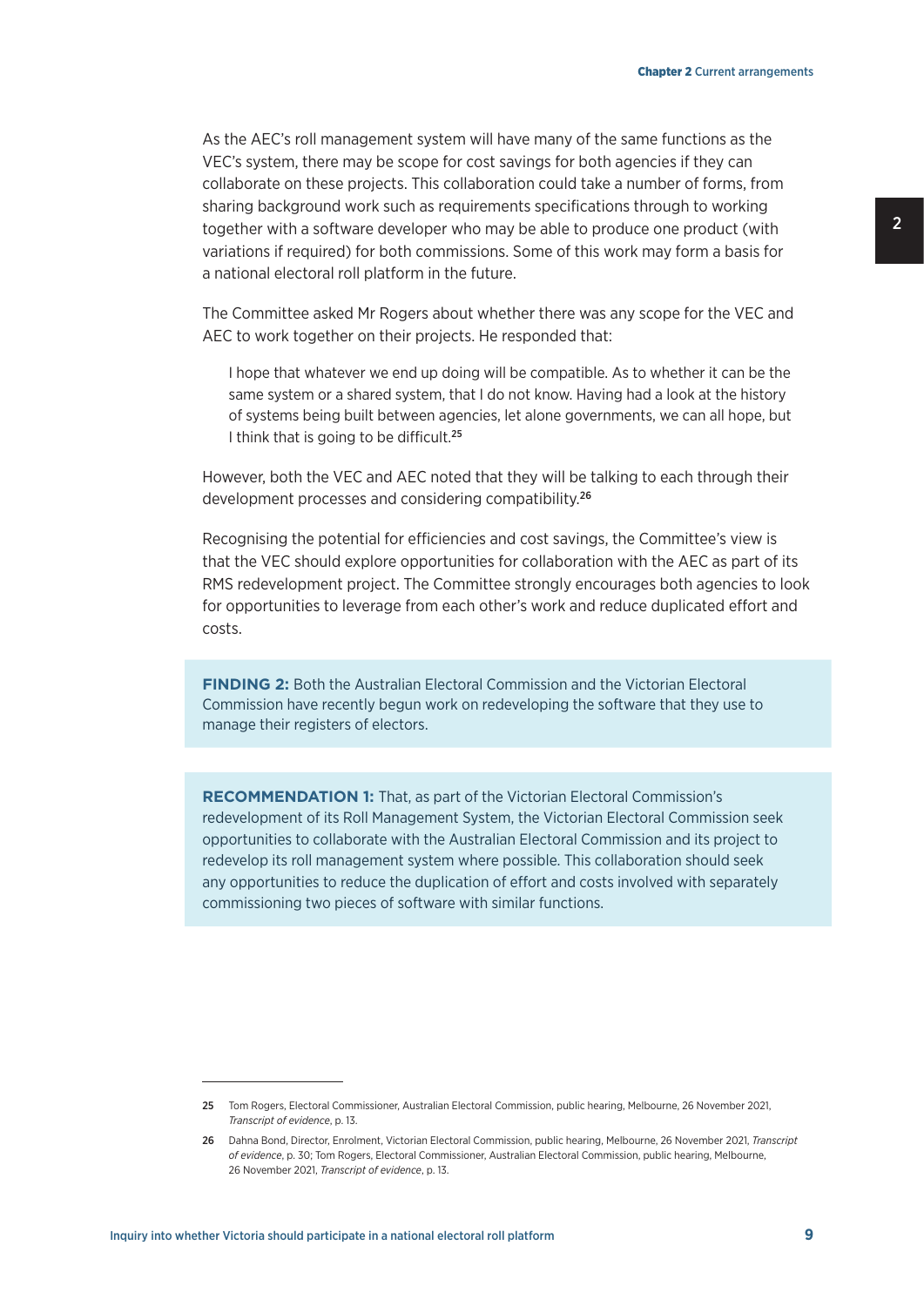As the AEC's roll management system will have many of the same functions as the VEC's system, there may be scope for cost savings for both agencies if they can collaborate on these projects. This collaboration could take a number of forms, from sharing background work such as requirements specifications through to working together with a software developer who may be able to produce one product (with variations if required) for both commissions. Some of this work may form a basis for a national electoral roll platform in the future.

The Committee asked Mr Rogers about whether there was any scope for the VEC and AEC to work together on their projects. He responded that:

> I hope that whatever we end up doing will be compatible. As to whether it can be the same system or a shared system, that I do not know. Having had a look at the history of systems being built between agencies, let alone governments, we can all hope, but I think that is going to be difficult.[25]

However, both the VEC and AEC noted that they will be talking to each through their development processes and considering compatibility.[26]

Recognising the potential for efficiencies and cost savings, the Committee's view is that the VEC should explore opportunities for collaboration with the AEC as part of its RMS redevelopment project. The Committee strongly encourages both agencies to look for opportunities to leverage from each other's work and reduce duplicated effort and costs.

> **FINDING 2:** Both the Australian Electoral Commission and the Victorian Electoral Commission have recently begun work on redeveloping the software that they use to manage their registers of electors.

> **RECOMMENDATION 1:** That, as part of the Victorian Electoral Commission's redevelopment of its Roll Management System, the Victorian Electoral Commission seek opportunities to collaborate with the Australian Electoral Commission and its project to redevelop its roll management system where possible. This collaboration should seek any opportunities to reduce the duplication of effort and costs involved with separately commissioning two pieces of software with similar functions.

---

25 Tom Rogers, Electoral Commissioner, Australian Electoral Commission, public hearing, Melbourne, 26 November 2021, *Transcript of evidence*, p. 13.

26 Dahna Bond, Director, Enrolment, Victorian Electoral Commission, public hearing, Melbourne, 26 November 2021, *Transcript of evidence*, p. 30; Tom Rogers, Electoral Commissioner, Australian Electoral Commission, public hearing, Melbourne, 26 November 2021, *Transcript of evidence*, p. 13.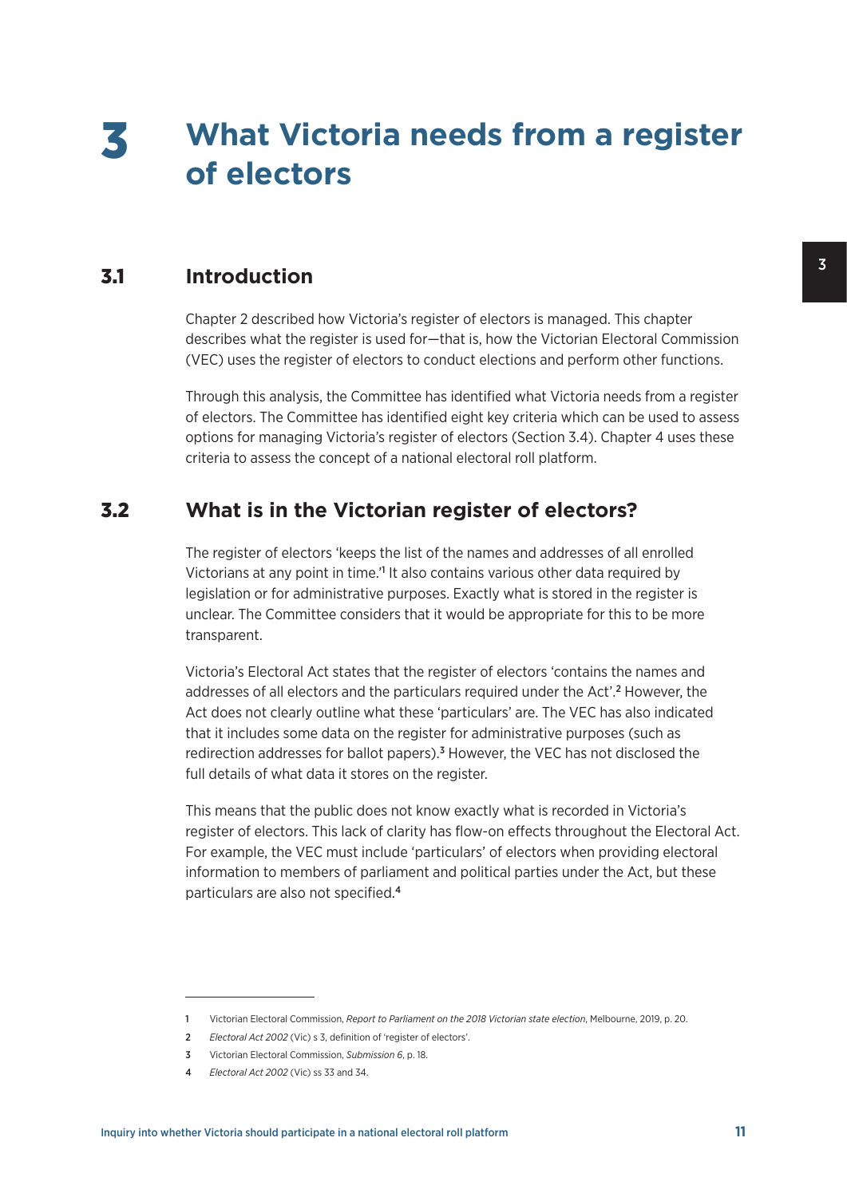# 3 What Victoria needs from a register of electors

## 3.1 Introduction

Chapter 2 described how Victoria's register of electors is managed. This chapter describes what the register is used for—that is, how the Victorian Electoral Commission (VEC) uses the register of electors to conduct elections and perform other functions.

Through this analysis, the Committee has identified what Victoria needs from a register of electors. The Committee has identified eight key criteria which can be used to assess options for managing Victoria's register of electors (Section 3.4). Chapter 4 uses these criteria to assess the concept of a national electoral roll platform.

## 3.2 What is in the Victorian register of electors?

The register of electors 'keeps the list of the names and addresses of all enrolled Victorians at any point in time.'[1] It also contains various other data required by legislation or for administrative purposes. Exactly what is stored in the register is unclear. The Committee considers that it would be appropriate for this to be more transparent.

Victoria's Electoral Act states that the register of electors 'contains the names and addresses of all electors and the particulars required under the Act'.[2] However, the Act does not clearly outline what these 'particulars' are. The VEC has also indicated that it includes some data on the register for administrative purposes (such as redirection addresses for ballot papers).[3] However, the VEC has not disclosed the full details of what data it stores on the register.

This means that the public does not know exactly what is recorded in Victoria's register of electors. This lack of clarity has flow-on effects throughout the Electoral Act. For example, the VEC must include 'particulars' of electors when providing electoral information to members of parliament and political parties under the Act, but these particulars are also not specified.[4]

---

1 Victorian Electoral Commission, *Report to Parliament on the 2018 Victorian state election*, Melbourne, 2019, p. 20.

2 *Electoral Act 2002* (Vic) s 3, definition of 'register of electors'.

3 Victorian Electoral Commission, *Submission 6*, p. 18.

4 *Electoral Act 2002* (Vic) ss 33 and 34.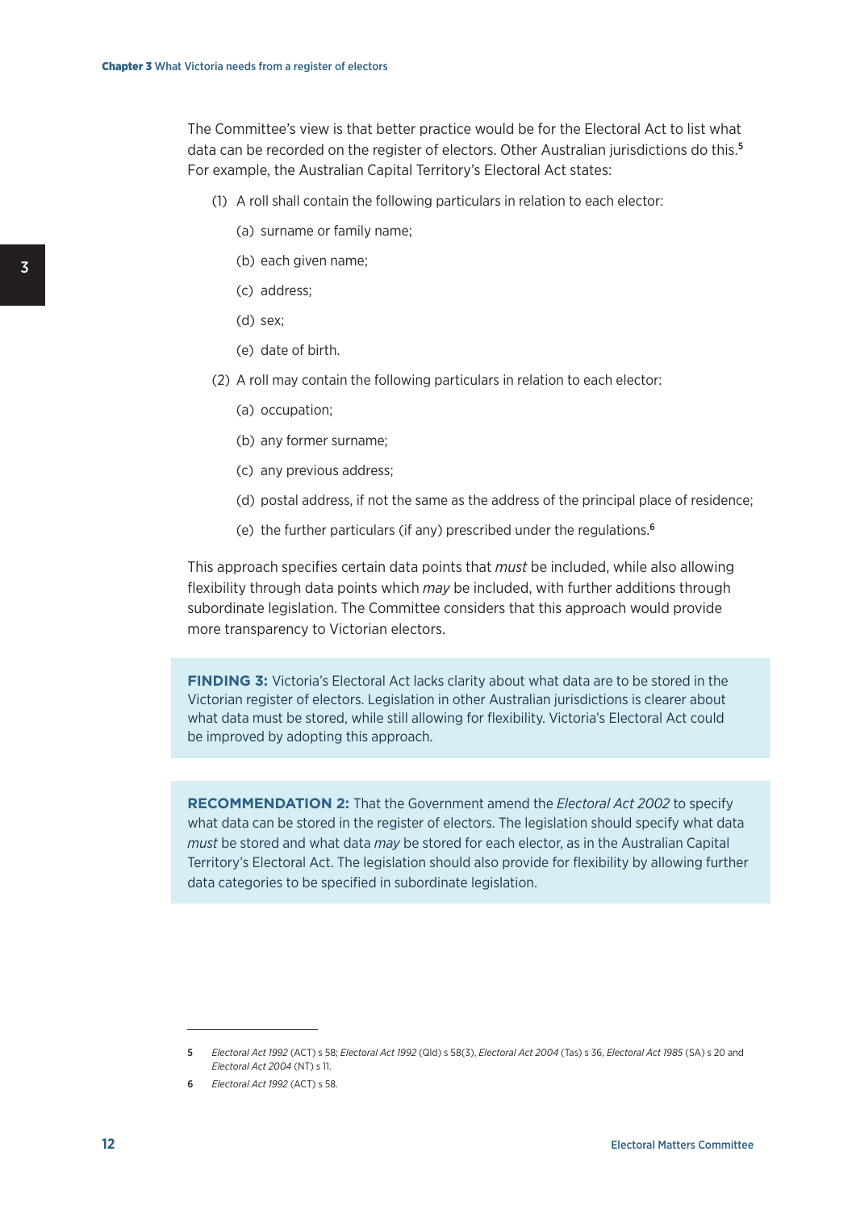The Committee's view is that better practice would be for the Electoral Act to list what data can be recorded on the register of electors. Other Australian jurisdictions do this.[5] For example, the Australian Capital Territory's Electoral Act states:

> (1) A roll shall contain the following particulars in relation to each elector:
>
> (a) surname or family name;
>
> (b) each given name;
>
> (c) address;
>
> (d) sex;
>
> (e) date of birth.
>
> (2) A roll may contain the following particulars in relation to each elector:
>
> (a) occupation;
>
> (b) any former surname;
>
> (c) any previous address;
>
> (d) postal address, if not the same as the address of the principal place of residence;
>
> (e) the further particulars (if any) prescribed under the regulations.[6]

This approach specifies certain data points that *must* be included, while also allowing flexibility through data points which *may* be included, with further additions through subordinate legislation. The Committee considers that this approach would provide more transparency to Victorian electors.

> **FINDING 3:** Victoria's Electoral Act lacks clarity about what data are to be stored in the Victorian register of electors. Legislation in other Australian jurisdictions is clearer about what data must be stored, while still allowing for flexibility. Victoria's Electoral Act could be improved by adopting this approach.

> **RECOMMENDATION 2:** That the Government amend the *Electoral Act 2002* to specify what data can be stored in the register of electors. The legislation should specify what data *must* be stored and what data *may* be stored for each elector, as in the Australian Capital Territory's Electoral Act. The legislation should also provide for flexibility by allowing further data categories to be specified in subordinate legislation.

---

5 *Electoral Act 1992* (ACT) s 58; *Electoral Act 1992* (Qld) s 58(3), *Electoral Act 2004* (Tas) s 36, *Electoral Act 1985* (SA) s 20 and *Electoral Act 2004* (NT) s 11.

6 *Electoral Act 1992* (ACT) s 58.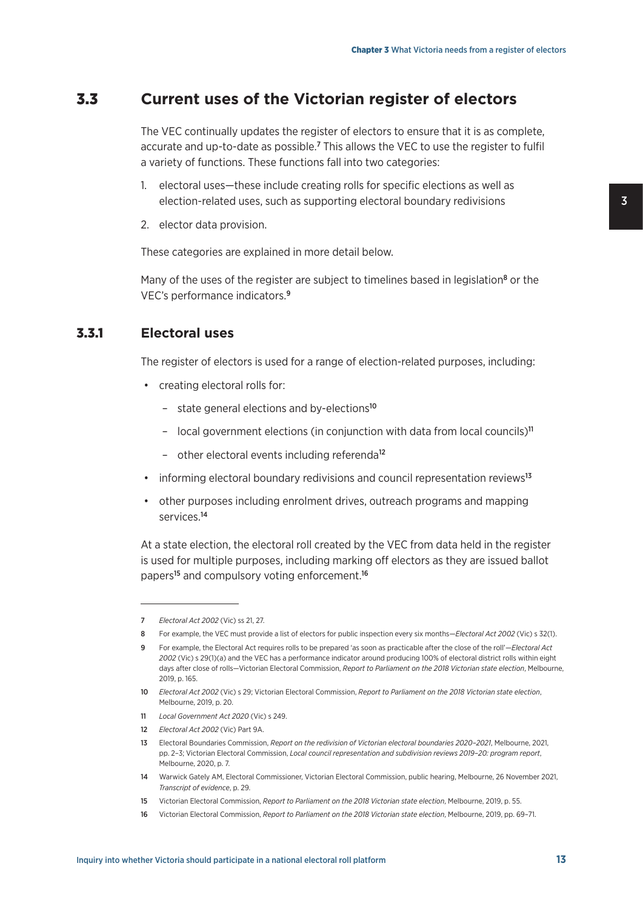## 3.3 Current uses of the Victorian register of electors

The VEC continually updates the register of electors to ensure that it is as complete, accurate and up-to-date as possible.[7] This allows the VEC to use the register to fulfil a variety of functions. These functions fall into two categories:

1. electoral uses—these include creating rolls for specific elections as well as election-related uses, such as supporting electoral boundary redivisions
2. elector data provision.

These categories are explained in more detail below.

Many of the uses of the register are subject to timelines based in legislation[8] or the VEC's performance indicators.[9]

### 3.3.1 Electoral uses

The register of electors is used for a range of election-related purposes, including:

- creating electoral rolls for:
  - state general elections and by-elections[10]
  - local government elections (in conjunction with data from local councils)[11]
  - other electoral events including referenda[12]
- informing electoral boundary redivisions and council representation reviews[13]
- other purposes including enrolment drives, outreach programs and mapping services.[14]

At a state election, the electoral roll created by the VEC from data held in the register is used for multiple purposes, including marking off electors as they are issued ballot papers[15] and compulsory voting enforcement.[16]

---

7 *Electoral Act 2002* (Vic) ss 21, 27.

8 For example, the VEC must provide a list of electors for public inspection every six months—*Electoral Act 2002* (Vic) s 32(1).

9 For example, the Electoral Act requires rolls to be prepared 'as soon as practicable after the close of the roll'—*Electoral Act 2002* (Vic) s 29(1)(a) and the VEC has a performance indicator around producing 100% of electoral district rolls within eight days after close of rolls—Victorian Electoral Commission, *Report to Parliament on the 2018 Victorian state election*, Melbourne, 2019, p. 165.

10 *Electoral Act 2002* (Vic) s 29; Victorian Electoral Commission, *Report to Parliament on the 2018 Victorian state election*, Melbourne, 2019, p. 20.

11 *Local Government Act 2020* (Vic) s 249.

12 *Electoral Act 2002* (Vic) Part 9A.

13 Electoral Boundaries Commission, *Report on the redivision of Victorian electoral boundaries 2020–2021*, Melbourne, 2021, pp. 2–3; Victorian Electoral Commission, *Local council representation and subdivision reviews 2019–20: program report*, Melbourne, 2020, p. 7.

14 Warwick Gately AM, Electoral Commissioner, Victorian Electoral Commission, public hearing, Melbourne, 26 November 2021, *Transcript of evidence*, p. 29.

15 Victorian Electoral Commission, *Report to Parliament on the 2018 Victorian state election*, Melbourne, 2019, p. 55.

16 Victorian Electoral Commission, *Report to Parliament on the 2018 Victorian state election*, Melbourne, 2019, pp. 69–71.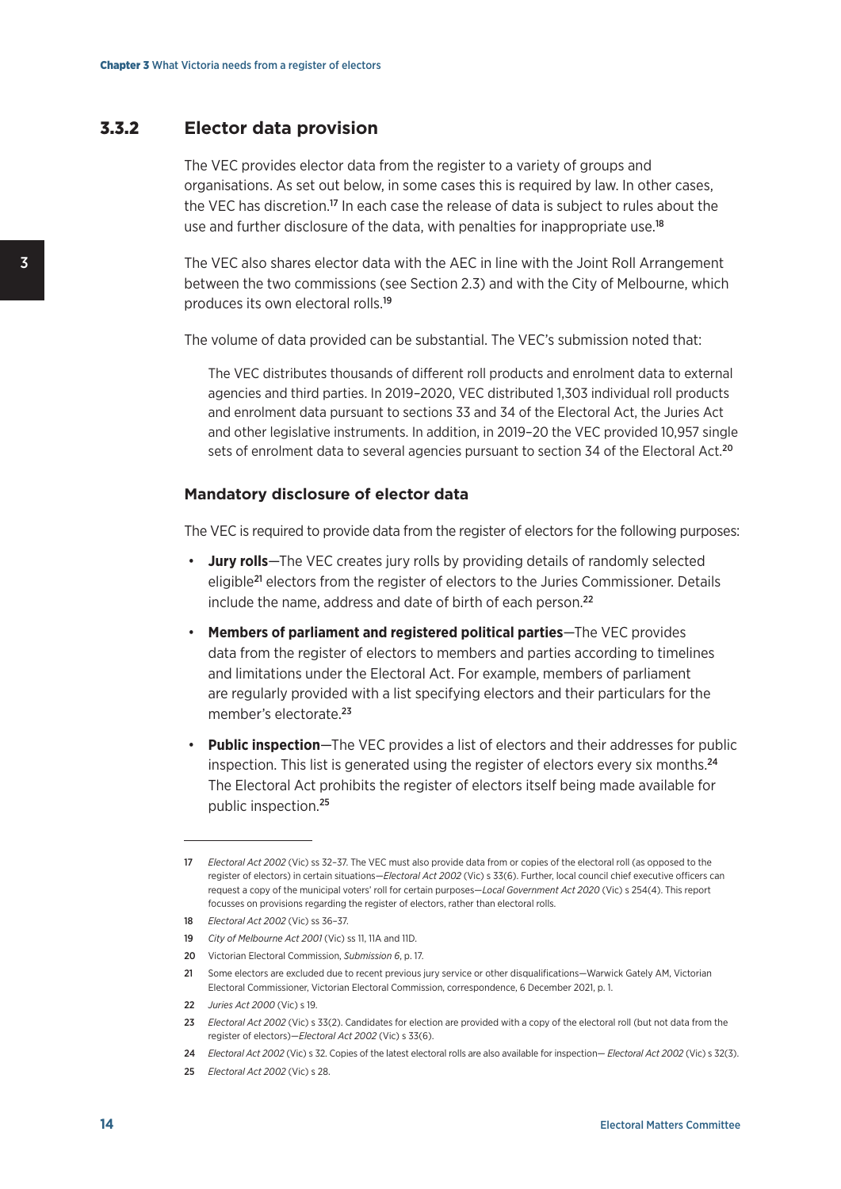### 3.3.2 Elector data provision

The VEC provides elector data from the register to a variety of groups and organisations. As set out below, in some cases this is required by law. In other cases, the VEC has discretion.[17] In each case the release of data is subject to rules about the use and further disclosure of the data, with penalties for inappropriate use.[18]

The VEC also shares elector data with the AEC in line with the Joint Roll Arrangement between the two commissions (see Section 2.3) and with the City of Melbourne, which produces its own electoral rolls.[19]

The volume of data provided can be substantial. The VEC's submission noted that:

> The VEC distributes thousands of different roll products and enrolment data to external agencies and third parties. In 2019–2020, VEC distributed 1,303 individual roll products and enrolment data pursuant to sections 33 and 34 of the Electoral Act, the Juries Act and other legislative instruments. In addition, in 2019–20 the VEC provided 10,957 single sets of enrolment data to several agencies pursuant to section 34 of the Electoral Act.[20]

#### Mandatory disclosure of elector data

The VEC is required to provide data from the register of electors for the following purposes:

- **Jury rolls**—The VEC creates jury rolls by providing details of randomly selected eligible[21] electors from the register of electors to the Juries Commissioner. Details include the name, address and date of birth of each person.[22]
- **Members of parliament and registered political parties**—The VEC provides data from the register of electors to members and parties according to timelines and limitations under the Electoral Act. For example, members of parliament are regularly provided with a list specifying electors and their particulars for the member's electorate.[23]
- **Public inspection**—The VEC provides a list of electors and their addresses for public inspection. This list is generated using the register of electors every six months.[24] The Electoral Act prohibits the register of electors itself being made available for public inspection.[25]

---

17 *Electoral Act 2002* (Vic) ss 32–37. The VEC must also provide data from or copies of the electoral roll (as opposed to the register of electors) in certain situations—*Electoral Act 2002* (Vic) s 33(6). Further, local council chief executive officers can request a copy of the municipal voters' roll for certain purposes—*Local Government Act 2020* (Vic) s 254(4). This report focusses on provisions regarding the register of electors, rather than electoral rolls.

18 *Electoral Act 2002* (Vic) ss 36–37.

19 *City of Melbourne Act 2001* (Vic) ss 11, 11A and 11D.

20 Victorian Electoral Commission, *Submission 6*, p. 17.

21 Some electors are excluded due to recent previous jury service or other disqualifications—Warwick Gately AM, Victorian Electoral Commissioner, Victorian Electoral Commission, correspondence, 6 December 2021, p. 1.

22 *Juries Act 2000* (Vic) s 19.

23 *Electoral Act 2002* (Vic) s 33(2). Candidates for election are provided with a copy of the electoral roll (but not data from the register of electors)—*Electoral Act 2002* (Vic) s 33(6).

24 *Electoral Act 2002* (Vic) s 32. Copies of the latest electoral rolls are also available for inspection— *Electoral Act 2002* (Vic) s 32(3).

25 *Electoral Act 2002* (Vic) s 28.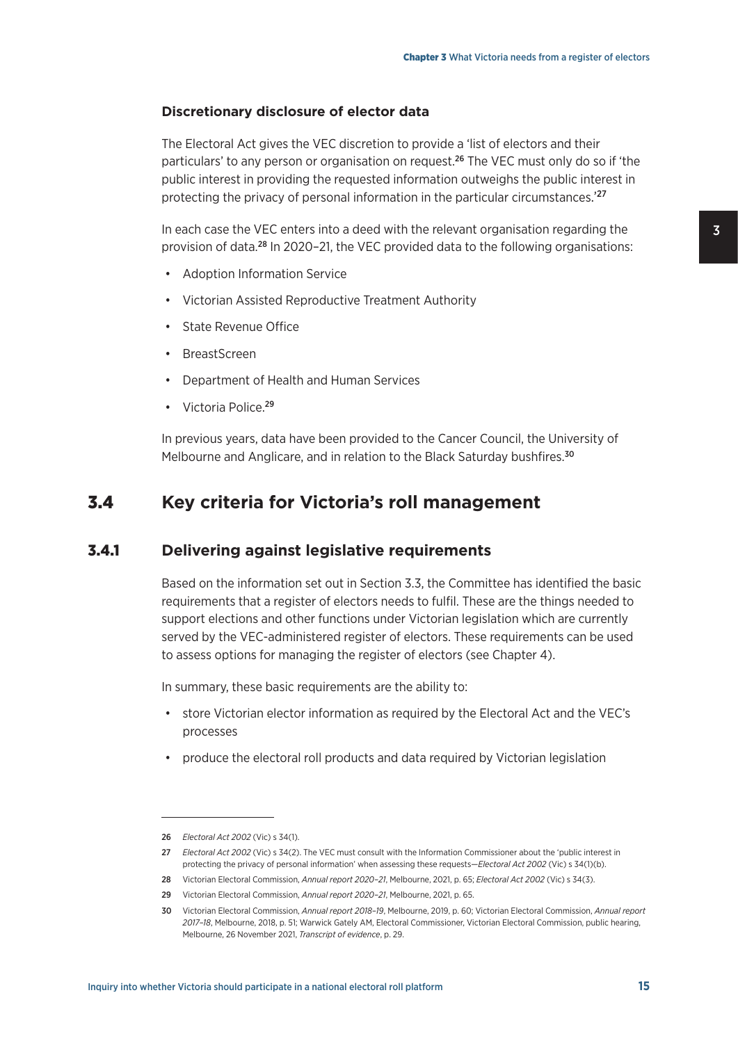### Discretionary disclosure of elector data

The Electoral Act gives the VEC discretion to provide a 'list of electors and their particulars' to any person or organisation on request.[26] The VEC must only do so if 'the public interest in providing the requested information outweighs the public interest in protecting the privacy of personal information in the particular circumstances.'[27]

In each case the VEC enters into a deed with the relevant organisation regarding the provision of data.[28] In 2020–21, the VEC provided data to the following organisations:

- Adoption Information Service
- Victorian Assisted Reproductive Treatment Authority
- State Revenue Office
- BreastScreen
- Department of Health and Human Services
- Victoria Police.[29]

In previous years, data have been provided to the Cancer Council, the University of Melbourne and Anglicare, and in relation to the Black Saturday bushfires.[30]

## 3.4 Key criteria for Victoria's roll management

### 3.4.1 Delivering against legislative requirements

Based on the information set out in Section 3.3, the Committee has identified the basic requirements that a register of electors needs to fulfil. These are the things needed to support elections and other functions under Victorian legislation which are currently served by the VEC-administered register of electors. These requirements can be used to assess options for managing the register of electors (see Chapter 4).

In summary, these basic requirements are the ability to:

- store Victorian elector information as required by the Electoral Act and the VEC's processes
- produce the electoral roll products and data required by Victorian legislation

---

26 *Electoral Act 2002* (Vic) s 34(1).

27 *Electoral Act 2002* (Vic) s 34(2). The VEC must consult with the Information Commissioner about the 'public interest in protecting the privacy of personal information' when assessing these requests—*Electoral Act 2002* (Vic) s 34(1)(b).

28 Victorian Electoral Commission, *Annual report 2020–21*, Melbourne, 2021, p. 65; *Electoral Act 2002* (Vic) s 34(3).

29 Victorian Electoral Commission, *Annual report 2020–21*, Melbourne, 2021, p. 65.

30 Victorian Electoral Commission, *Annual report 2018–19*, Melbourne, 2019, p. 60; Victorian Electoral Commission, *Annual report 2017–18*, Melbourne, 2018, p. 51; Warwick Gately AM, Electoral Commissioner, Victorian Electoral Commission, public hearing, Melbourne, 26 November 2021, *Transcript of evidence*, p. 29.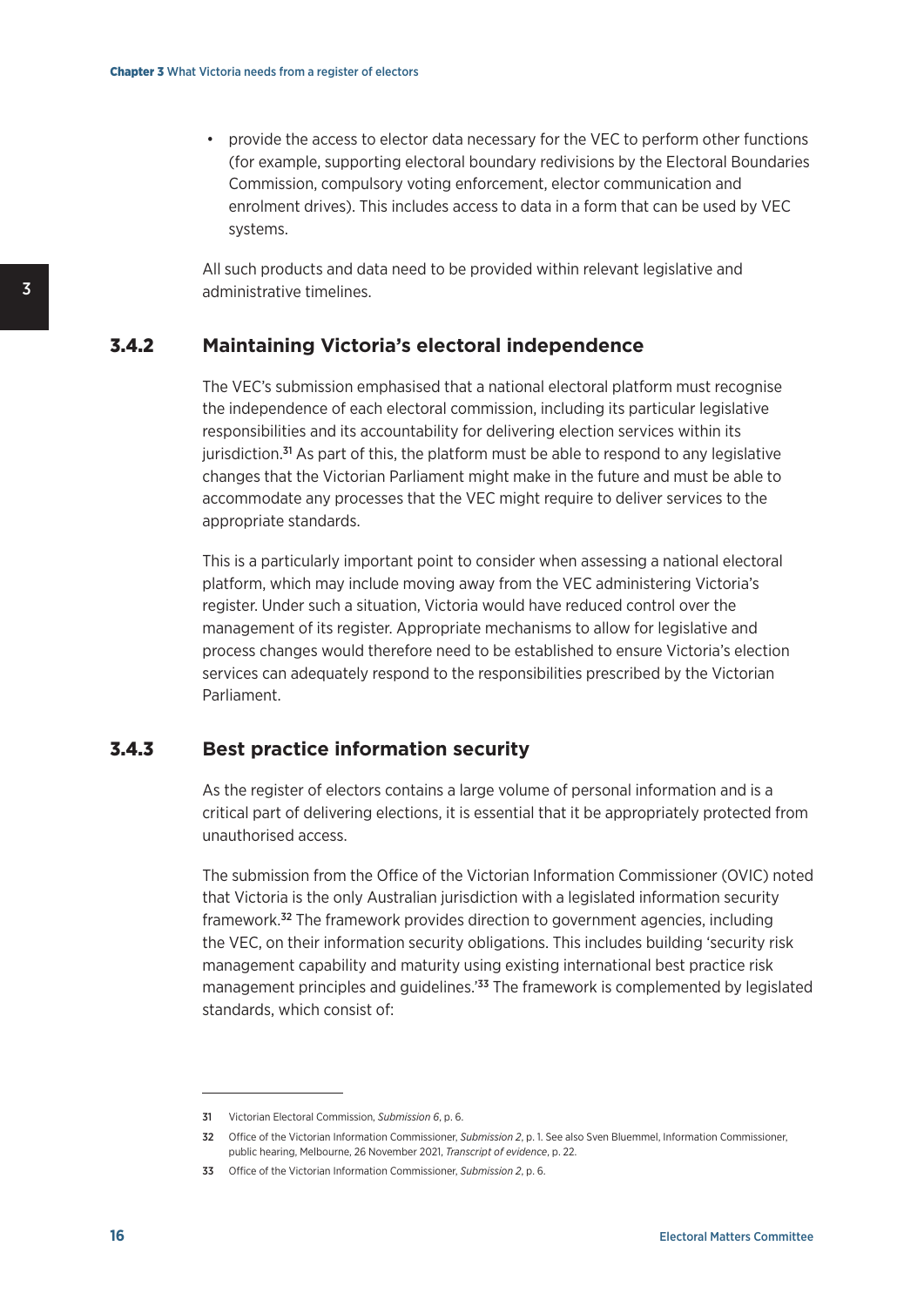- provide the access to elector data necessary for the VEC to perform other functions (for example, supporting electoral boundary redivisions by the Electoral Boundaries Commission, compulsory voting enforcement, elector communication and enrolment drives). This includes access to data in a form that can be used by VEC systems.

All such products and data need to be provided within relevant legislative and administrative timelines.

### 3.4.2 Maintaining Victoria's electoral independence

The VEC's submission emphasised that a national electoral platform must recognise the independence of each electoral commission, including its particular legislative responsibilities and its accountability for delivering election services within its jurisdiction.[31] As part of this, the platform must be able to respond to any legislative changes that the Victorian Parliament might make in the future and must be able to accommodate any processes that the VEC might require to deliver services to the appropriate standards.

This is a particularly important point to consider when assessing a national electoral platform, which may include moving away from the VEC administering Victoria's register. Under such a situation, Victoria would have reduced control over the management of its register. Appropriate mechanisms to allow for legislative and process changes would therefore need to be established to ensure Victoria's election services can adequately respond to the responsibilities prescribed by the Victorian Parliament.

### 3.4.3 Best practice information security

As the register of electors contains a large volume of personal information and is a critical part of delivering elections, it is essential that it be appropriately protected from unauthorised access.

The submission from the Office of the Victorian Information Commissioner (OVIC) noted that Victoria is the only Australian jurisdiction with a legislated information security framework.[32] The framework provides direction to government agencies, including the VEC, on their information security obligations. This includes building 'security risk management capability and maturity using existing international best practice risk management principles and guidelines.'[33] The framework is complemented by legislated standards, which consist of:

---

31 Victorian Electoral Commission, *Submission 6*, p. 6.

32 Office of the Victorian Information Commissioner, *Submission 2*, p. 1. See also Sven Bluemmel, Information Commissioner, public hearing, Melbourne, 26 November 2021, *Transcript of evidence*, p. 22.

33 Office of the Victorian Information Commissioner, *Submission 2*, p. 6.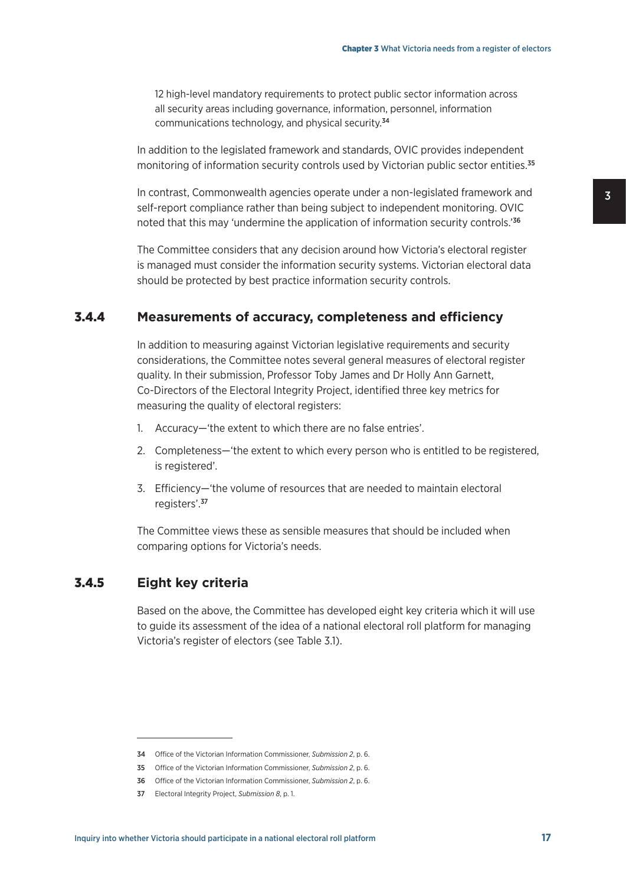12 high-level mandatory requirements to protect public sector information across all security areas including governance, information, personnel, information communications technology, and physical security.[34]

In addition to the legislated framework and standards, OVIC provides independent monitoring of information security controls used by Victorian public sector entities.[35]

In contrast, Commonwealth agencies operate under a non-legislated framework and self-report compliance rather than being subject to independent monitoring. OVIC noted that this may 'undermine the application of information security controls.'[36]

The Committee considers that any decision around how Victoria's electoral register is managed must consider the information security systems. Victorian electoral data should be protected by best practice information security controls.

### 3.4.4 Measurements of accuracy, completeness and efficiency

In addition to measuring against Victorian legislative requirements and security considerations, the Committee notes several general measures of electoral register quality. In their submission, Professor Toby James and Dr Holly Ann Garnett, Co-Directors of the Electoral Integrity Project, identified three key metrics for measuring the quality of electoral registers:

1. Accuracy—'the extent to which there are no false entries'.
2. Completeness—'the extent to which every person who is entitled to be registered, is registered'.
3. Efficiency—'the volume of resources that are needed to maintain electoral registers'.[37]

The Committee views these as sensible measures that should be included when comparing options for Victoria's needs.

### 3.4.5 Eight key criteria

Based on the above, the Committee has developed eight key criteria which it will use to guide its assessment of the idea of a national electoral roll platform for managing Victoria's register of electors (see Table 3.1).

---

34 Office of the Victorian Information Commissioner, *Submission 2*, p. 6.

35 Office of the Victorian Information Commissioner, *Submission 2*, p. 6.

36 Office of the Victorian Information Commissioner, *Submission 2*, p. 6.

37 Electoral Integrity Project, *Submission 8*, p. 1.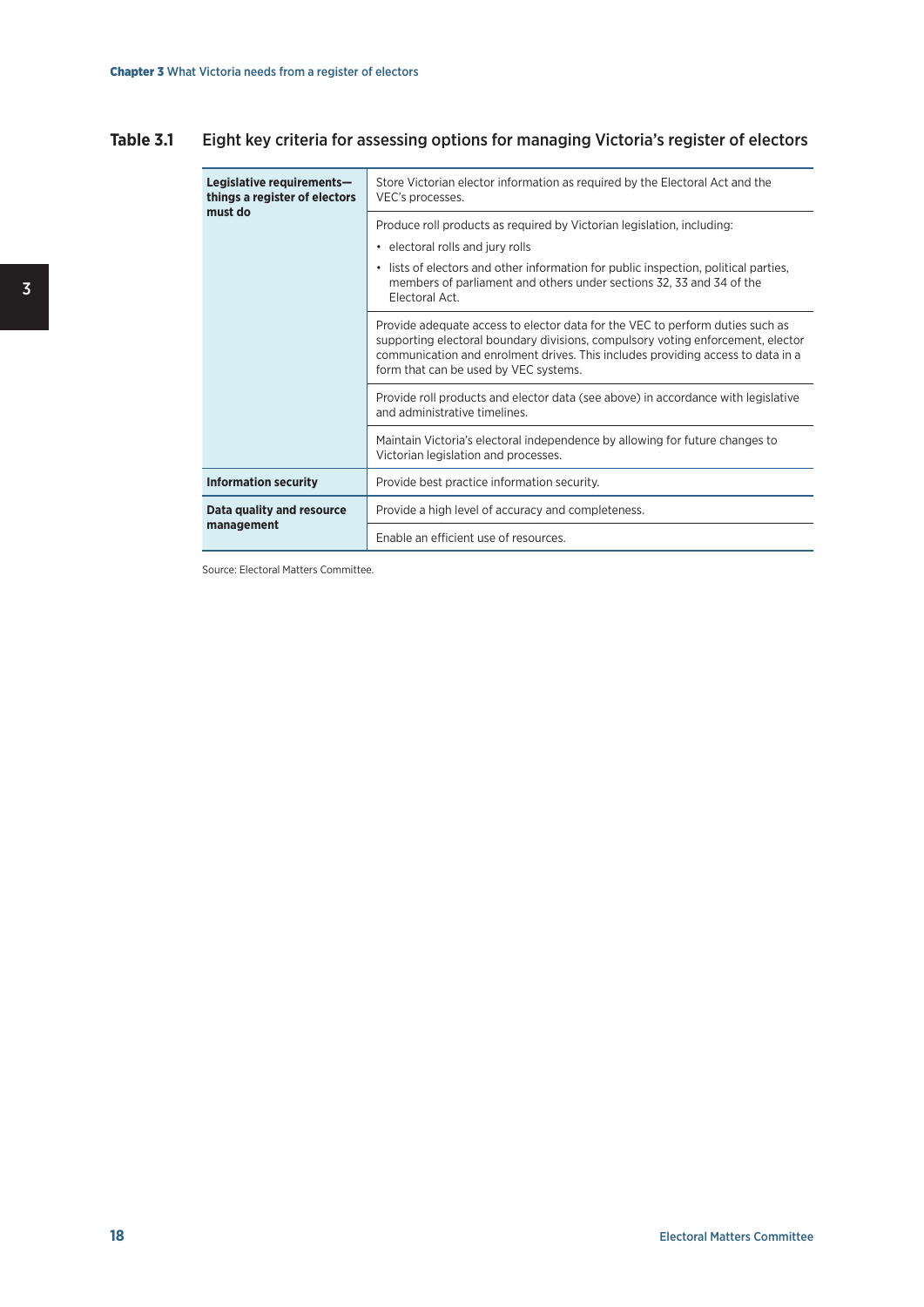**Table 3.1 Eight key criteria for assessing options for managing Victoria's register of electors**

| | |
|---|---|
| **Legislative requirements—things a register of electors must do** | Store Victorian elector information as required by the Electoral Act and the VEC's processes. |
| | Produce roll products as required by Victorian legislation, including:<br>• electoral rolls and jury rolls<br>• lists of electors and other information for public inspection, political parties, members of parliament and others under sections 32, 33 and 34 of the Electoral Act. |
| | Provide adequate access to elector data for the VEC to perform duties such as supporting electoral boundary divisions, compulsory voting enforcement, elector communication and enrolment drives. This includes providing access to data in a form that can be used by VEC systems. |
| | Provide roll products and elector data (see above) in accordance with legislative and administrative timelines. |
| | Maintain Victoria's electoral independence by allowing for future changes to Victorian legislation and processes. |
| **Information security** | Provide best practice information security. |
| **Data quality and resource management** | Provide a high level of accuracy and completeness. |
| | Enable an efficient use of resources. |

Source: Electoral Matters Committee.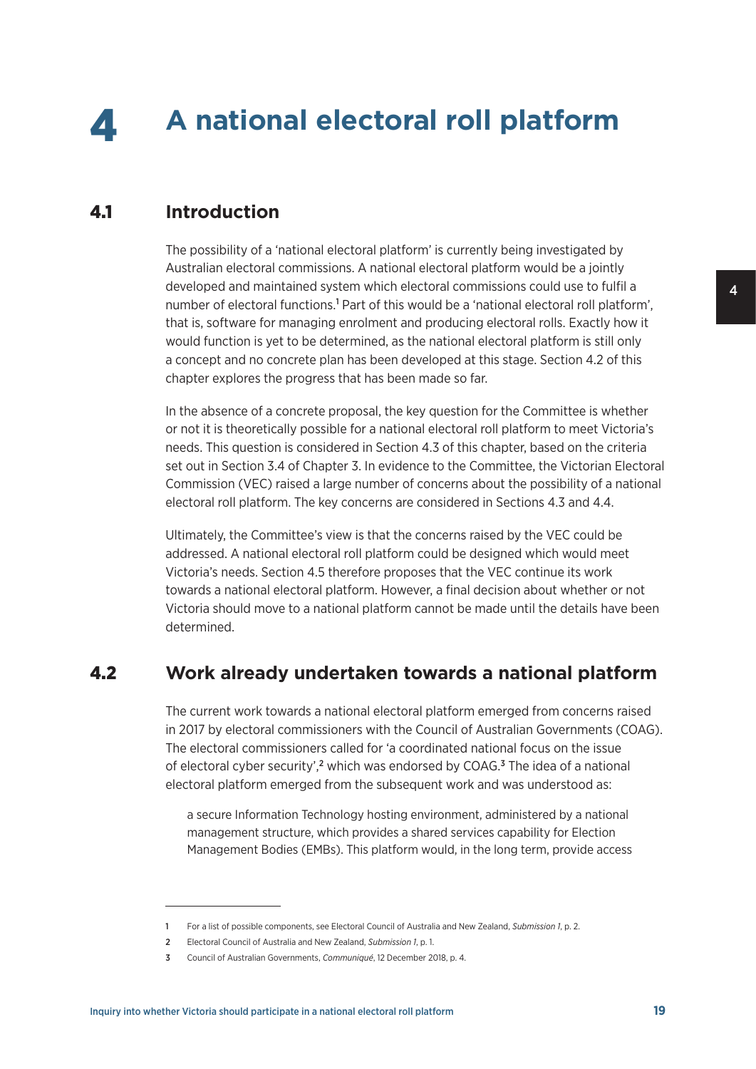# 4 A national electoral roll platform

## 4.1 Introduction

The possibility of a 'national electoral platform' is currently being investigated by Australian electoral commissions. A national electoral platform would be a jointly developed and maintained system which electoral commissions could use to fulfil a number of electoral functions.[1] Part of this would be a 'national electoral roll platform', that is, software for managing enrolment and producing electoral rolls. Exactly how it would function is yet to be determined, as the national electoral platform is still only a concept and no concrete plan has been developed at this stage. Section 4.2 of this chapter explores the progress that has been made so far.

In the absence of a concrete proposal, the key question for the Committee is whether or not it is theoretically possible for a national electoral roll platform to meet Victoria's needs. This question is considered in Section 4.3 of this chapter, based on the criteria set out in Section 3.4 of Chapter 3. In evidence to the Committee, the Victorian Electoral Commission (VEC) raised a large number of concerns about the possibility of a national electoral roll platform. The key concerns are considered in Sections 4.3 and 4.4.

Ultimately, the Committee's view is that the concerns raised by the VEC could be addressed. A national electoral roll platform could be designed which would meet Victoria's needs. Section 4.5 therefore proposes that the VEC continue its work towards a national electoral platform. However, a final decision about whether or not Victoria should move to a national platform cannot be made until the details have been determined.

## 4.2 Work already undertaken towards a national platform

The current work towards a national electoral platform emerged from concerns raised in 2017 by electoral commissioners with the Council of Australian Governments (COAG). The electoral commissioners called for 'a coordinated national focus on the issue of electoral cyber security',[2] which was endorsed by COAG.[3] The idea of a national electoral platform emerged from the subsequent work and was understood as:

> a secure Information Technology hosting environment, administered by a national management structure, which provides a shared services capability for Election Management Bodies (EMBs). This platform would, in the long term, provide access

---

1 For a list of possible components, see Electoral Council of Australia and New Zealand, *Submission 1*, p. 2.

2 Electoral Council of Australia and New Zealand, *Submission 1*, p. 1.

3 Council of Australian Governments, *Communiqué*, 12 December 2018, p. 4.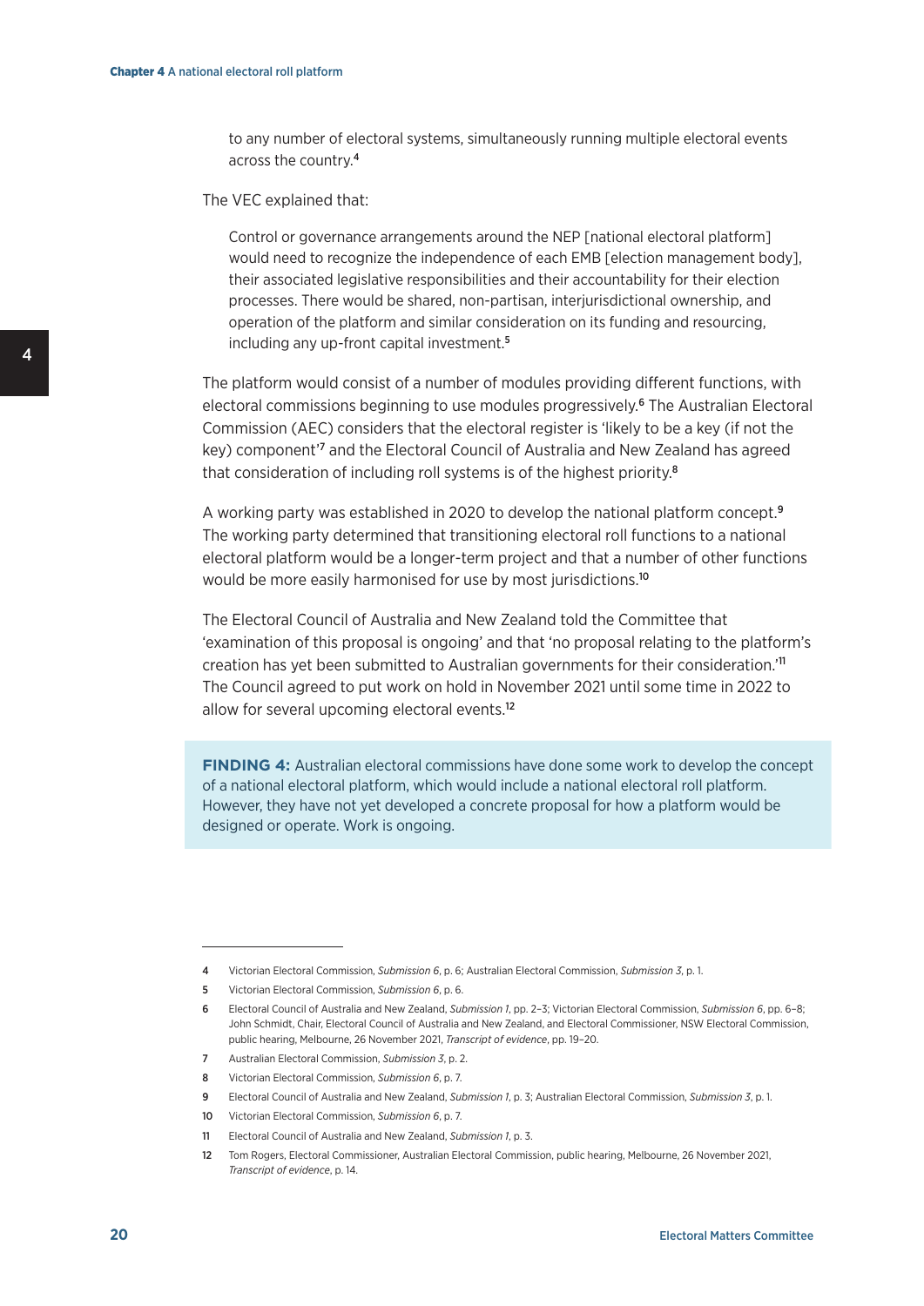to any number of electoral systems, simultaneously running multiple electoral events across the country.[4]

The VEC explained that:

> Control or governance arrangements around the NEP [national electoral platform] would need to recognize the independence of each EMB [election management body], their associated legislative responsibilities and their accountability for their election processes. There would be shared, non-partisan, interjurisdictional ownership, and operation of the platform and similar consideration on its funding and resourcing, including any up-front capital investment.[5]

The platform would consist of a number of modules providing different functions, with electoral commissions beginning to use modules progressively.[6] The Australian Electoral Commission (AEC) considers that the electoral register is 'likely to be a key (if not the key) component'[7] and the Electoral Council of Australia and New Zealand has agreed that consideration of including roll systems is of the highest priority.[8]

A working party was established in 2020 to develop the national platform concept.[9] The working party determined that transitioning electoral roll functions to a national electoral platform would be a longer-term project and that a number of other functions would be more easily harmonised for use by most jurisdictions.[10]

The Electoral Council of Australia and New Zealand told the Committee that 'examination of this proposal is ongoing' and that 'no proposal relating to the platform's creation has yet been submitted to Australian governments for their consideration.'[11] The Council agreed to put work on hold in November 2021 until some time in 2022 to allow for several upcoming electoral events.[12]

**FINDING 4:** Australian electoral commissions have done some work to develop the concept of a national electoral platform, which would include a national electoral roll platform. However, they have not yet developed a concrete proposal for how a platform would be designed or operate. Work is ongoing.

---

4 Victorian Electoral Commission, *Submission 6*, p. 6; Australian Electoral Commission, *Submission 3*, p. 1.

5 Victorian Electoral Commission, *Submission 6*, p. 6.

6 Electoral Council of Australia and New Zealand, *Submission 1*, pp. 2–3; Victorian Electoral Commission, *Submission 6*, pp. 6–8; John Schmidt, Chair, Electoral Council of Australia and New Zealand, and Electoral Commissioner, NSW Electoral Commission, public hearing, Melbourne, 26 November 2021, *Transcript of evidence*, pp. 19–20.

7 Australian Electoral Commission, *Submission 3*, p. 2.

8 Victorian Electoral Commission, *Submission 6*, p. 7.

9 Electoral Council of Australia and New Zealand, *Submission 1*, p. 3; Australian Electoral Commission, *Submission 3*, p. 1.

10 Victorian Electoral Commission, *Submission 6*, p. 7.

11 Electoral Council of Australia and New Zealand, *Submission 1*, p. 3.

12 Tom Rogers, Electoral Commissioner, Australian Electoral Commission, public hearing, Melbourne, 26 November 2021, *Transcript of evidence*, p. 14.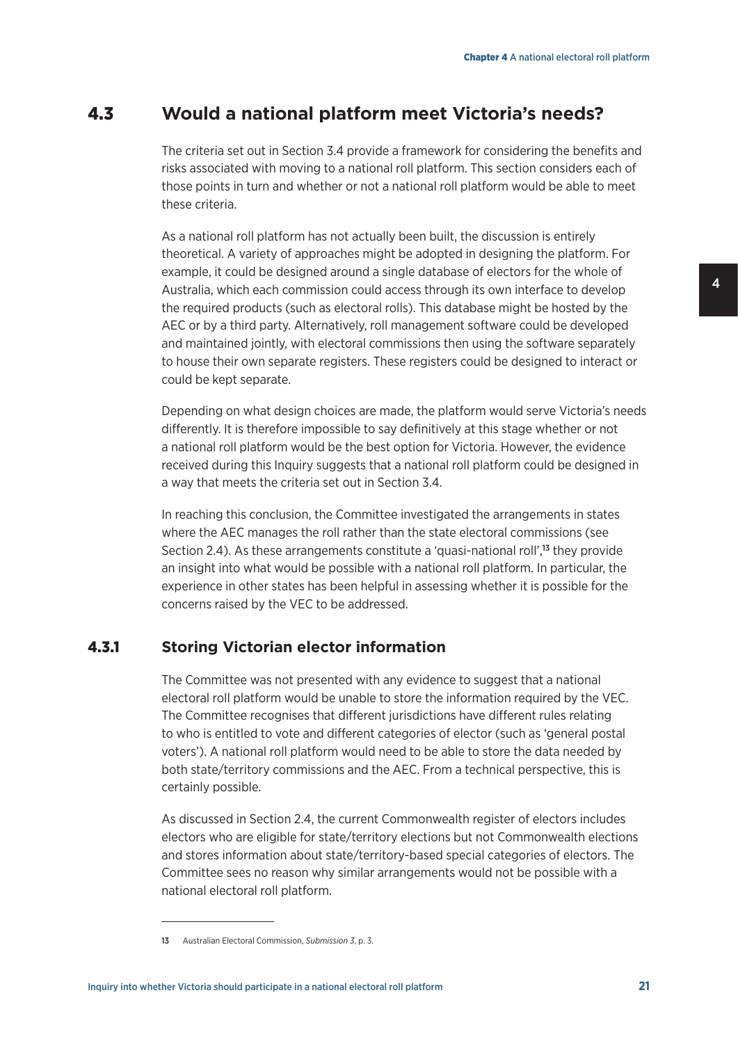## 4.3 Would a national platform meet Victoria's needs?

The criteria set out in Section 3.4 provide a framework for considering the benefits and risks associated with moving to a national roll platform. This section considers each of those points in turn and whether or not a national roll platform would be able to meet these criteria.

As a national roll platform has not actually been built, the discussion is entirely theoretical. A variety of approaches might be adopted in designing the platform. For example, it could be designed around a single database of electors for the whole of Australia, which each commission could access through its own interface to develop the required products (such as electoral rolls). This database might be hosted by the AEC or by a third party. Alternatively, roll management software could be developed and maintained jointly, with electoral commissions then using the software separately to house their own separate registers. These registers could be designed to interact or could be kept separate.

Depending on what design choices are made, the platform would serve Victoria's needs differently. It is therefore impossible to say definitively at this stage whether or not a national roll platform would be the best option for Victoria. However, the evidence received during this Inquiry suggests that a national roll platform could be designed in a way that meets the criteria set out in Section 3.4.

In reaching this conclusion, the Committee investigated the arrangements in states where the AEC manages the roll rather than the state electoral commissions (see Section 2.4). As these arrangements constitute a 'quasi-national roll',[13] they provide an insight into what would be possible with a national roll platform. In particular, the experience in other states has been helpful in assessing whether it is possible for the concerns raised by the VEC to be addressed.

### 4.3.1 Storing Victorian elector information

The Committee was not presented with any evidence to suggest that a national electoral roll platform would be unable to store the information required by the VEC. The Committee recognises that different jurisdictions have different rules relating to who is entitled to vote and different categories of elector (such as 'general postal voters'). A national roll platform would need to be able to store the data needed by both state/territory commissions and the AEC. From a technical perspective, this is certainly possible.

As discussed in Section 2.4, the current Commonwealth register of electors includes electors who are eligible for state/territory elections but not Commonwealth elections and stores information about state/territory-based special categories of electors. The Committee sees no reason why similar arrangements would not be possible with a national electoral roll platform.

---

13 Australian Electoral Commission, *Submission 3*, p. 3.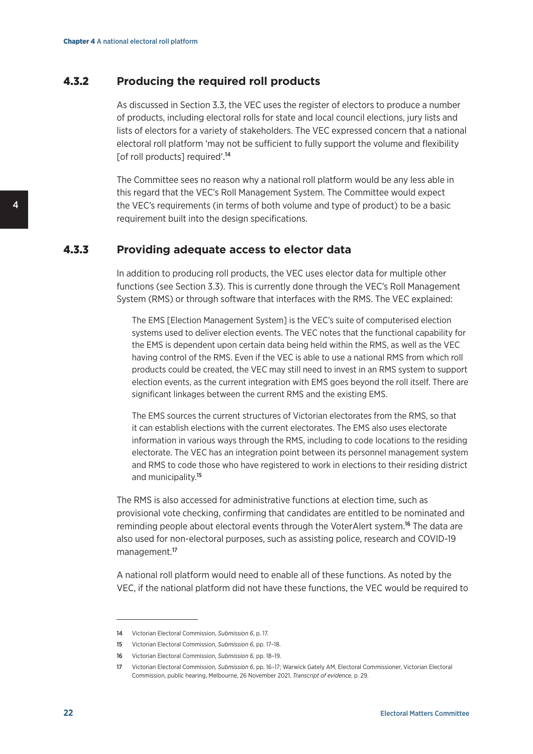### 4.3.2 Producing the required roll products

As discussed in Section 3.3, the VEC uses the register of electors to produce a number of products, including electoral rolls for state and local council elections, jury lists and lists of electors for a variety of stakeholders. The VEC expressed concern that a national electoral roll platform 'may not be sufficient to fully support the volume and flexibility [of roll products] required'.[14]

The Committee sees no reason why a national roll platform would be any less able in this regard that the VEC's Roll Management System. The Committee would expect the VEC's requirements (in terms of both volume and type of product) to be a basic requirement built into the design specifications.

### 4.3.3 Providing adequate access to elector data

In addition to producing roll products, the VEC uses elector data for multiple other functions (see Section 3.3). This is currently done through the VEC's Roll Management System (RMS) or through software that interfaces with the RMS. The VEC explained:

> The EMS [Election Management System] is the VEC's suite of computerised election systems used to deliver election events. The VEC notes that the functional capability for the EMS is dependent upon certain data being held within the RMS, as well as the VEC having control of the RMS. Even if the VEC is able to use a national RMS from which roll products could be created, the VEC may still need to invest in an RMS system to support election events, as the current integration with EMS goes beyond the roll itself. There are significant linkages between the current RMS and the existing EMS.
>
> The EMS sources the current structures of Victorian electorates from the RMS, so that it can establish elections with the current electorates. The EMS also uses electorate information in various ways through the RMS, including to code locations to the residing electorate. The VEC has an integration point between its personnel management system and RMS to code those who have registered to work in elections to their residing district and municipality.[15]

The RMS is also accessed for administrative functions at election time, such as provisional vote checking, confirming that candidates are entitled to be nominated and reminding people about electoral events through the VoterAlert system.[16] The data are also used for non-electoral purposes, such as assisting police, research and COVID-19 management.[17]

A national roll platform would need to enable all of these functions. As noted by the VEC, if the national platform did not have these functions, the VEC would be required to

---

14 Victorian Electoral Commission, *Submission 6*, p. 17.

15 Victorian Electoral Commission, *Submission 6*, pp. 17–18.

16 Victorian Electoral Commission, *Submission 6*, pp. 18–19.

17 Victorian Electoral Commission, *Submission 6*, pp. 16–17; Warwick Gately AM, Electoral Commissioner, Victorian Electoral Commission, public hearing, Melbourne, 26 November 2021, *Transcript of evidence*, p. 29.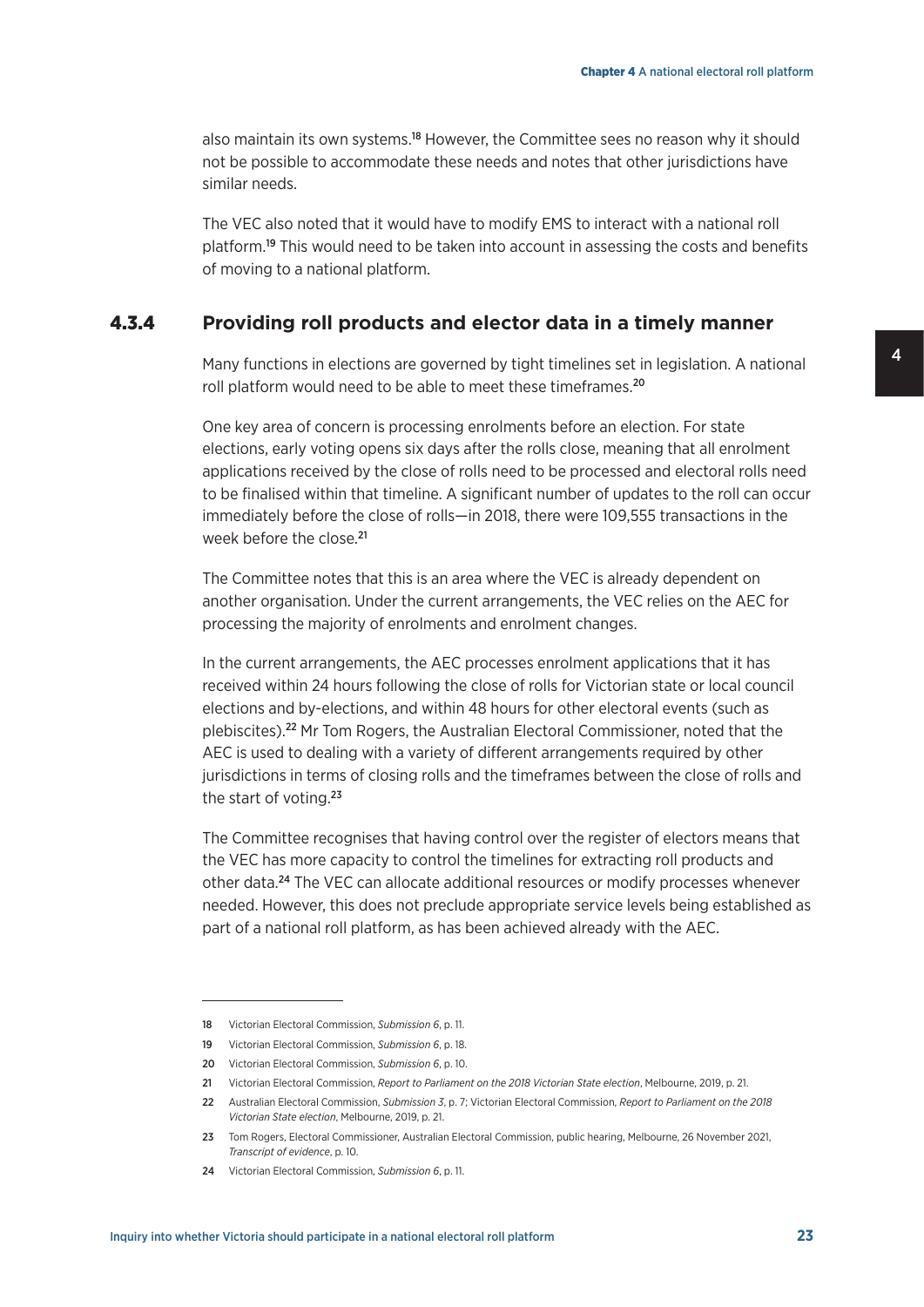also maintain its own systems.[18] However, the Committee sees no reason why it should not be possible to accommodate these needs and notes that other jurisdictions have similar needs.

The VEC also noted that it would have to modify EMS to interact with a national roll platform.[19] This would need to be taken into account in assessing the costs and benefits of moving to a national platform.

### 4.3.4 Providing roll products and elector data in a timely manner

Many functions in elections are governed by tight timelines set in legislation. A national roll platform would need to be able to meet these timeframes.[20]

One key area of concern is processing enrolments before an election. For state elections, early voting opens six days after the rolls close, meaning that all enrolment applications received by the close of rolls need to be processed and electoral rolls need to be finalised within that timeline. A significant number of updates to the roll can occur immediately before the close of rolls—in 2018, there were 109,555 transactions in the week before the close.[21]

The Committee notes that this is an area where the VEC is already dependent on another organisation. Under the current arrangements, the VEC relies on the AEC for processing the majority of enrolments and enrolment changes.

In the current arrangements, the AEC processes enrolment applications that it has received within 24 hours following the close of rolls for Victorian state or local council elections and by-elections, and within 48 hours for other electoral events (such as plebiscites).[22] Mr Tom Rogers, the Australian Electoral Commissioner, noted that the AEC is used to dealing with a variety of different arrangements required by other jurisdictions in terms of closing rolls and the timeframes between the close of rolls and the start of voting.[23]

The Committee recognises that having control over the register of electors means that the VEC has more capacity to control the timelines for extracting roll products and other data.[24] The VEC can allocate additional resources or modify processes whenever needed. However, this does not preclude appropriate service levels being established as part of a national roll platform, as has been achieved already with the AEC.

---

18 Victorian Electoral Commission, *Submission 6*, p. 11.

19 Victorian Electoral Commission, *Submission 6*, p. 18.

20 Victorian Electoral Commission, *Submission 6*, p. 10.

21 Victorian Electoral Commission, *Report to Parliament on the 2018 Victorian State election*, Melbourne, 2019, p. 21.

22 Australian Electoral Commission, *Submission 3*, p. 7; Victorian Electoral Commission, *Report to Parliament on the 2018 Victorian State election*, Melbourne, 2019, p. 21.

23 Tom Rogers, Electoral Commissioner, Australian Electoral Commission, public hearing, Melbourne, 26 November 2021, *Transcript of evidence*, p. 10.

24 Victorian Electoral Commission, *Submission 6*, p. 11.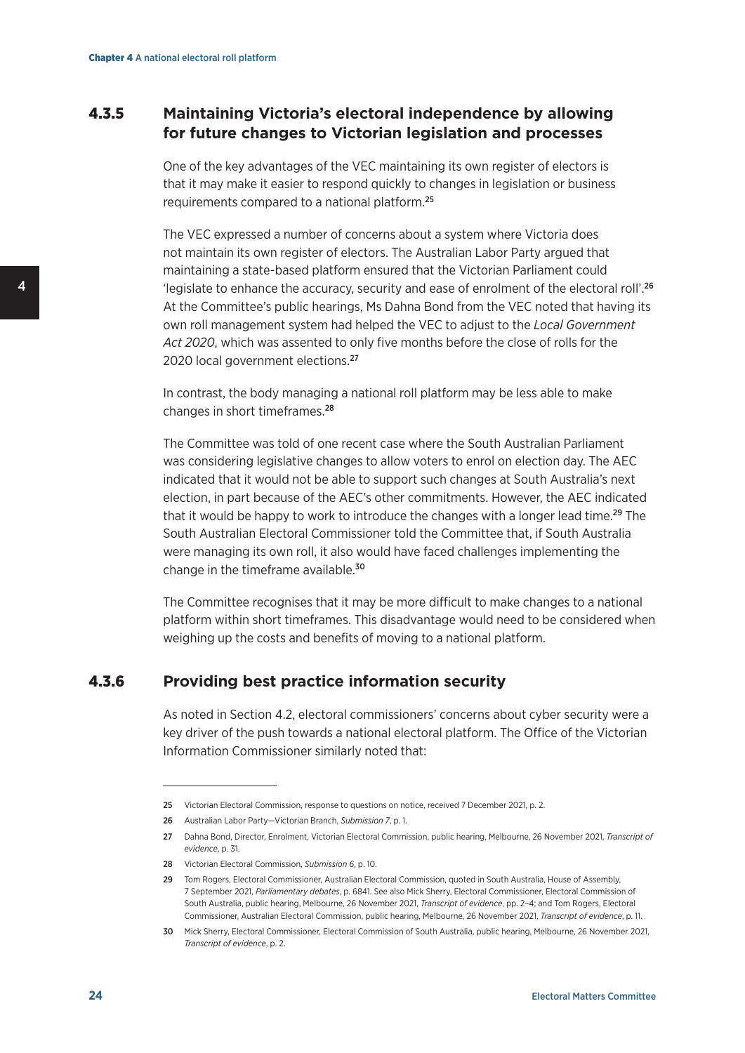### 4.3.5 Maintaining Victoria's electoral independence by allowing for future changes to Victorian legislation and processes

One of the key advantages of the VEC maintaining its own register of electors is that it may make it easier to respond quickly to changes in legislation or business requirements compared to a national platform.[25]

The VEC expressed a number of concerns about a system where Victoria does not maintain its own register of electors. The Australian Labor Party argued that maintaining a state-based platform ensured that the Victorian Parliament could 'legislate to enhance the accuracy, security and ease of enrolment of the electoral roll'.[26] At the Committee's public hearings, Ms Dahna Bond from the VEC noted that having its own roll management system had helped the VEC to adjust to the *Local Government Act 2020*, which was assented to only five months before the close of rolls for the 2020 local government elections.[27]

In contrast, the body managing a national roll platform may be less able to make changes in short timeframes.[28]

The Committee was told of one recent case where the South Australian Parliament was considering legislative changes to allow voters to enrol on election day. The AEC indicated that it would not be able to support such changes at South Australia's next election, in part because of the AEC's other commitments. However, the AEC indicated that it would be happy to work to introduce the changes with a longer lead time.[29] The South Australian Electoral Commissioner told the Committee that, if South Australia were managing its own roll, it also would have faced challenges implementing the change in the timeframe available.[30]

The Committee recognises that it may be more difficult to make changes to a national platform within short timeframes. This disadvantage would need to be considered when weighing up the costs and benefits of moving to a national platform.

### 4.3.6 Providing best practice information security

As noted in Section 4.2, electoral commissioners' concerns about cyber security were a key driver of the push towards a national electoral platform. The Office of the Victorian Information Commissioner similarly noted that:

---

25 Victorian Electoral Commission, response to questions on notice, received 7 December 2021, p. 2.

26 Australian Labor Party—Victorian Branch, *Submission 7*, p. 1.

27 Dahna Bond, Director, Enrolment, Victorian Electoral Commission, public hearing, Melbourne, 26 November 2021, *Transcript of evidence*, p. 31.

28 Victorian Electoral Commission, *Submission 6*, p. 10.

29 Tom Rogers, Electoral Commissioner, Australian Electoral Commission, quoted in South Australia, House of Assembly, 7 September 2021, *Parliamentary debates*, p. 6841. See also Mick Sherry, Electoral Commissioner, Electoral Commission of South Australia, public hearing, Melbourne, 26 November 2021, *Transcript of evidence*, pp. 2–4; and Tom Rogers, Electoral Commissioner, Australian Electoral Commission, public hearing, Melbourne, 26 November 2021, *Transcript of evidence*, p. 11.

30 Mick Sherry, Electoral Commissioner, Electoral Commission of South Australia, public hearing, Melbourne, 26 November 2021, *Transcript of evidence*, p. 2.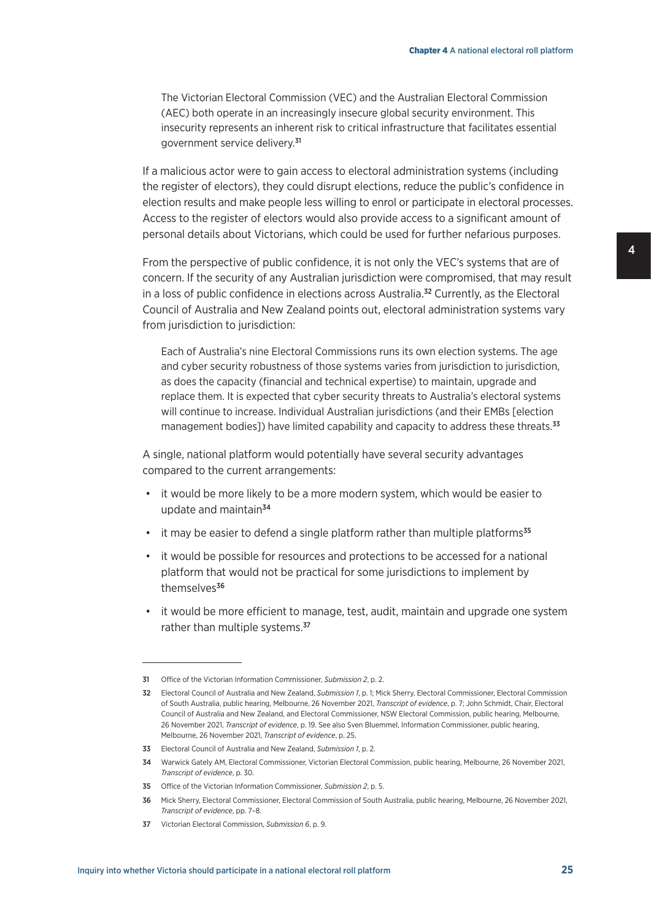> The Victorian Electoral Commission (VEC) and the Australian Electoral Commission (AEC) both operate in an increasingly insecure global security environment. This insecurity represents an inherent risk to critical infrastructure that facilitates essential government service delivery.[31]

If a malicious actor were to gain access to electoral administration systems (including the register of electors), they could disrupt elections, reduce the public's confidence in election results and make people less willing to enrol or participate in electoral processes. Access to the register of electors would also provide access to a significant amount of personal details about Victorians, which could be used for further nefarious purposes.

From the perspective of public confidence, it is not only the VEC's systems that are of concern. If the security of any Australian jurisdiction were compromised, that may result in a loss of public confidence in elections across Australia.[32] Currently, as the Electoral Council of Australia and New Zealand points out, electoral administration systems vary from jurisdiction to jurisdiction:

> Each of Australia's nine Electoral Commissions runs its own election systems. The age and cyber security robustness of those systems varies from jurisdiction to jurisdiction, as does the capacity (financial and technical expertise) to maintain, upgrade and replace them. It is expected that cyber security threats to Australia's electoral systems will continue to increase. Individual Australian jurisdictions (and their EMBs [election management bodies]) have limited capability and capacity to address these threats.[33]

A single, national platform would potentially have several security advantages compared to the current arrangements:

- it would be more likely to be a more modern system, which would be easier to update and maintain[34]
- it may be easier to defend a single platform rather than multiple platforms[35]
- it would be possible for resources and protections to be accessed for a national platform that would not be practical for some jurisdictions to implement by themselves[36]
- it would be more efficient to manage, test, audit, maintain and upgrade one system rather than multiple systems.[37]

---

31 Office of the Victorian Information Commissioner, *Submission 2*, p. 2.

32 Electoral Council of Australia and New Zealand, *Submission 1*, p. 1; Mick Sherry, Electoral Commissioner, Electoral Commission of South Australia, public hearing, Melbourne, 26 November 2021, *Transcript of evidence*, p. 7; John Schmidt, Chair, Electoral Council of Australia and New Zealand, and Electoral Commissioner, NSW Electoral Commission, public hearing, Melbourne, 26 November 2021, *Transcript of evidence*, p. 19. See also Sven Bluemmel, Information Commissioner, public hearing, Melbourne, 26 November 2021, *Transcript of evidence*, p. 25.

33 Electoral Council of Australia and New Zealand, *Submission 1*, p. 2.

34 Warwick Gately AM, Electoral Commissioner, Victorian Electoral Commission, public hearing, Melbourne, 26 November 2021, *Transcript of evidence*, p. 30.

35 Office of the Victorian Information Commissioner, *Submission 2*, p. 5.

36 Mick Sherry, Electoral Commissioner, Electoral Commission of South Australia, public hearing, Melbourne, 26 November 2021, *Transcript of evidence*, pp. 7–8.

37 Victorian Electoral Commission, *Submission 6*, p. 9.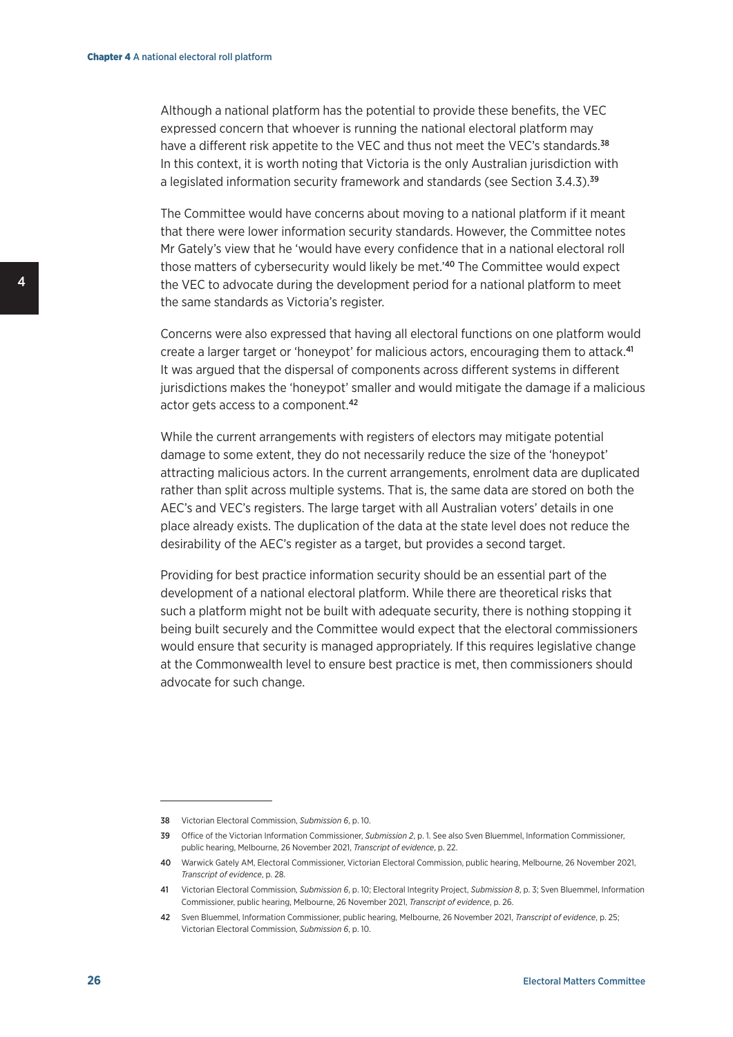Although a national platform has the potential to provide these benefits, the VEC expressed concern that whoever is running the national electoral platform may have a different risk appetite to the VEC and thus not meet the VEC's standards.[38] In this context, it is worth noting that Victoria is the only Australian jurisdiction with a legislated information security framework and standards (see Section 3.4.3).[39]

The Committee would have concerns about moving to a national platform if it meant that there were lower information security standards. However, the Committee notes Mr Gately's view that he 'would have every confidence that in a national electoral roll those matters of cybersecurity would likely be met.'[40] The Committee would expect the VEC to advocate during the development period for a national platform to meet the same standards as Victoria's register.

Concerns were also expressed that having all electoral functions on one platform would create a larger target or 'honeypot' for malicious actors, encouraging them to attack.[41] It was argued that the dispersal of components across different systems in different jurisdictions makes the 'honeypot' smaller and would mitigate the damage if a malicious actor gets access to a component.[42]

While the current arrangements with registers of electors may mitigate potential damage to some extent, they do not necessarily reduce the size of the 'honeypot' attracting malicious actors. In the current arrangements, enrolment data are duplicated rather than split across multiple systems. That is, the same data are stored on both the AEC's and VEC's registers. The large target with all Australian voters' details in one place already exists. The duplication of the data at the state level does not reduce the desirability of the AEC's register as a target, but provides a second target.

Providing for best practice information security should be an essential part of the development of a national electoral platform. While there are theoretical risks that such a platform might not be built with adequate security, there is nothing stopping it being built securely and the Committee would expect that the electoral commissioners would ensure that security is managed appropriately. If this requires legislative change at the Commonwealth level to ensure best practice is met, then commissioners should advocate for such change.

---

38 Victorian Electoral Commission, *Submission 6*, p. 10.

39 Office of the Victorian Information Commissioner, *Submission 2*, p. 1. See also Sven Bluemmel, Information Commissioner, public hearing, Melbourne, 26 November 2021, *Transcript of evidence*, p. 22.

40 Warwick Gately AM, Electoral Commissioner, Victorian Electoral Commission, public hearing, Melbourne, 26 November 2021, *Transcript of evidence*, p. 28.

41 Victorian Electoral Commission, *Submission 6*, p. 10; Electoral Integrity Project, *Submission 8*, p. 3; Sven Bluemmel, Information Commissioner, public hearing, Melbourne, 26 November 2021, *Transcript of evidence*, p. 26.

42 Sven Bluemmel, Information Commissioner, public hearing, Melbourne, 26 November 2021, *Transcript of evidence*, p. 25; Victorian Electoral Commission, *Submission 6*, p. 10.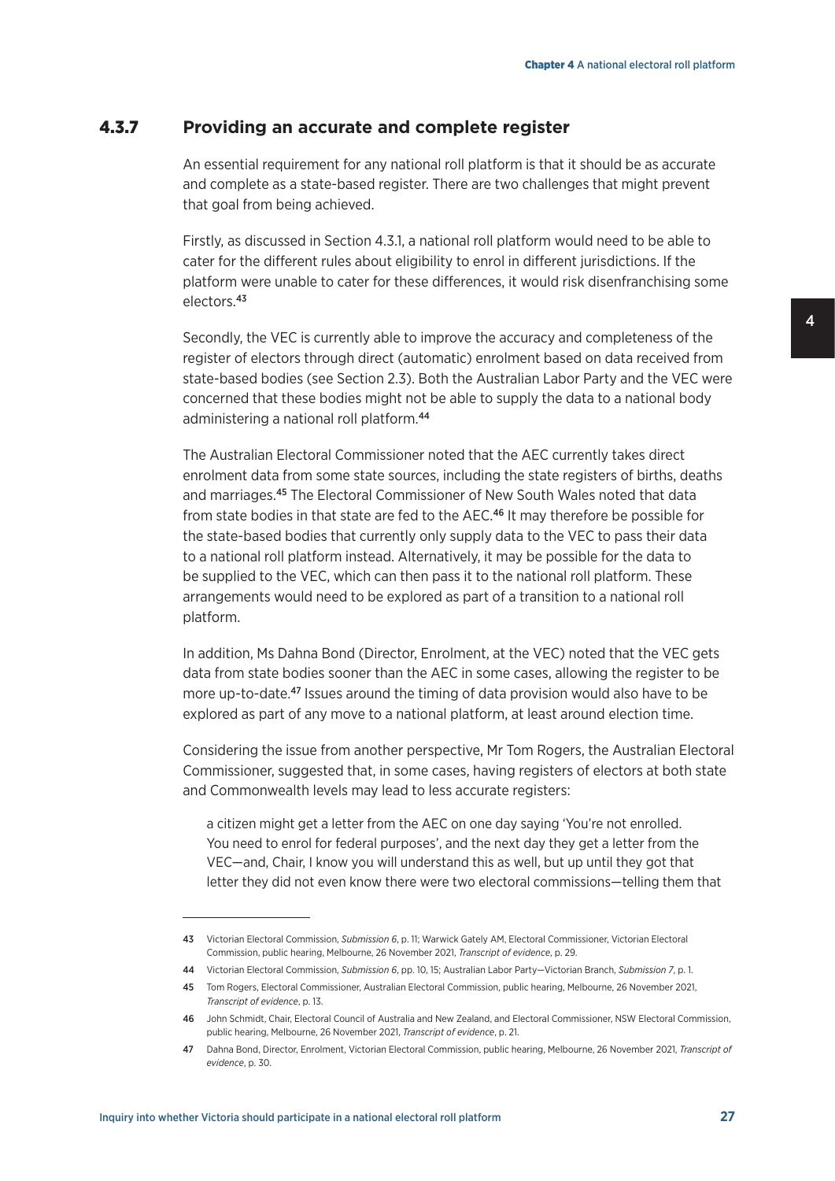### 4.3.7 Providing an accurate and complete register

An essential requirement for any national roll platform is that it should be as accurate and complete as a state-based register. There are two challenges that might prevent that goal from being achieved.

Firstly, as discussed in Section 4.3.1, a national roll platform would need to be able to cater for the different rules about eligibility to enrol in different jurisdictions. If the platform were unable to cater for these differences, it would risk disenfranchising some electors.[43]

Secondly, the VEC is currently able to improve the accuracy and completeness of the register of electors through direct (automatic) enrolment based on data received from state-based bodies (see Section 2.3). Both the Australian Labor Party and the VEC were concerned that these bodies might not be able to supply the data to a national body administering a national roll platform.[44]

The Australian Electoral Commissioner noted that the AEC currently takes direct enrolment data from some state sources, including the state registers of births, deaths and marriages.[45] The Electoral Commissioner of New South Wales noted that data from state bodies in that state are fed to the AEC.[46] It may therefore be possible for the state-based bodies that currently only supply data to the VEC to pass their data to a national roll platform instead. Alternatively, it may be possible for the data to be supplied to the VEC, which can then pass it to the national roll platform. These arrangements would need to be explored as part of a transition to a national roll platform.

In addition, Ms Dahna Bond (Director, Enrolment, at the VEC) noted that the VEC gets data from state bodies sooner than the AEC in some cases, allowing the register to be more up-to-date.[47] Issues around the timing of data provision would also have to be explored as part of any move to a national platform, at least around election time.

Considering the issue from another perspective, Mr Tom Rogers, the Australian Electoral Commissioner, suggested that, in some cases, having registers of electors at both state and Commonwealth levels may lead to less accurate registers:

> a citizen might get a letter from the AEC on one day saying 'You're not enrolled. You need to enrol for federal purposes', and the next day they get a letter from the VEC—and, Chair, I know you will understand this as well, but up until they got that letter they did not even know there were two electoral commissions—telling them that

---

43 Victorian Electoral Commission, *Submission 6*, p. 11; Warwick Gately AM, Electoral Commissioner, Victorian Electoral Commission, public hearing, Melbourne, 26 November 2021, *Transcript of evidence*, p. 29.

44 Victorian Electoral Commission, *Submission 6*, pp. 10, 15; Australian Labor Party—Victorian Branch, *Submission 7*, p. 1.

45 Tom Rogers, Electoral Commissioner, Australian Electoral Commission, public hearing, Melbourne, 26 November 2021, *Transcript of evidence*, p. 13.

46 John Schmidt, Chair, Electoral Council of Australia and New Zealand, and Electoral Commissioner, NSW Electoral Commission, public hearing, Melbourne, 26 November 2021, *Transcript of evidence*, p. 21.

47 Dahna Bond, Director, Enrolment, Victorian Electoral Commission, public hearing, Melbourne, 26 November 2021, *Transcript of evidence*, p. 30.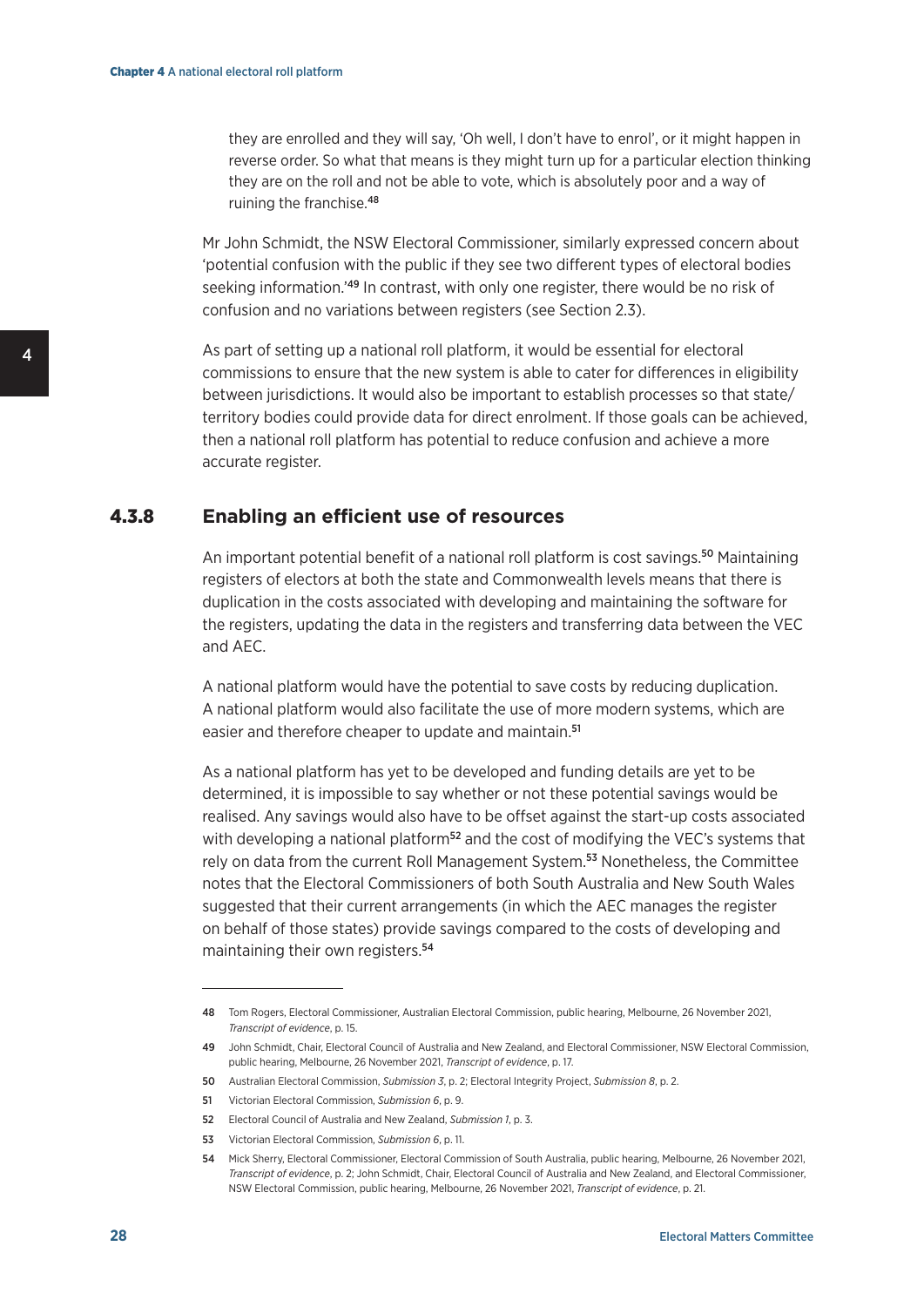they are enrolled and they will say, 'Oh well, I don't have to enrol', or it might happen in reverse order. So what that means is they might turn up for a particular election thinking they are on the roll and not be able to vote, which is absolutely poor and a way of ruining the franchise.[48]

Mr John Schmidt, the NSW Electoral Commissioner, similarly expressed concern about 'potential confusion with the public if they see two different types of electoral bodies seeking information.'[49] In contrast, with only one register, there would be no risk of confusion and no variations between registers (see Section 2.3).

As part of setting up a national roll platform, it would be essential for electoral commissions to ensure that the new system is able to cater for differences in eligibility between jurisdictions. It would also be important to establish processes so that state/territory bodies could provide data for direct enrolment. If those goals can be achieved, then a national roll platform has potential to reduce confusion and achieve a more accurate register.

### 4.3.8 Enabling an efficient use of resources

An important potential benefit of a national roll platform is cost savings.[50] Maintaining registers of electors at both the state and Commonwealth levels means that there is duplication in the costs associated with developing and maintaining the software for the registers, updating the data in the registers and transferring data between the VEC and AEC.

A national platform would have the potential to save costs by reducing duplication. A national platform would also facilitate the use of more modern systems, which are easier and therefore cheaper to update and maintain.[51]

As a national platform has yet to be developed and funding details are yet to be determined, it is impossible to say whether or not these potential savings would be realised. Any savings would also have to be offset against the start-up costs associated with developing a national platform[52] and the cost of modifying the VEC's systems that rely on data from the current Roll Management System.[53] Nonetheless, the Committee notes that the Electoral Commissioners of both South Australia and New South Wales suggested that their current arrangements (in which the AEC manages the register on behalf of those states) provide savings compared to the costs of developing and maintaining their own registers.[54]

---

48 Tom Rogers, Electoral Commissioner, Australian Electoral Commission, public hearing, Melbourne, 26 November 2021, *Transcript of evidence*, p. 15.

49 John Schmidt, Chair, Electoral Council of Australia and New Zealand, and Electoral Commissioner, NSW Electoral Commission, public hearing, Melbourne, 26 November 2021, *Transcript of evidence*, p. 17.

50 Australian Electoral Commission, *Submission 3*, p. 2; Electoral Integrity Project, *Submission 8*, p. 2.

51 Victorian Electoral Commission, *Submission 6*, p. 9.

52 Electoral Council of Australia and New Zealand, *Submission 1*, p. 3.

53 Victorian Electoral Commission, *Submission 6*, p. 11.

54 Mick Sherry, Electoral Commissioner, Electoral Commission of South Australia, public hearing, Melbourne, 26 November 2021, *Transcript of evidence*, p. 2; John Schmidt, Chair, Electoral Council of Australia and New Zealand, and Electoral Commissioner, NSW Electoral Commission, public hearing, Melbourne, 26 November 2021, *Transcript of evidence*, p. 21.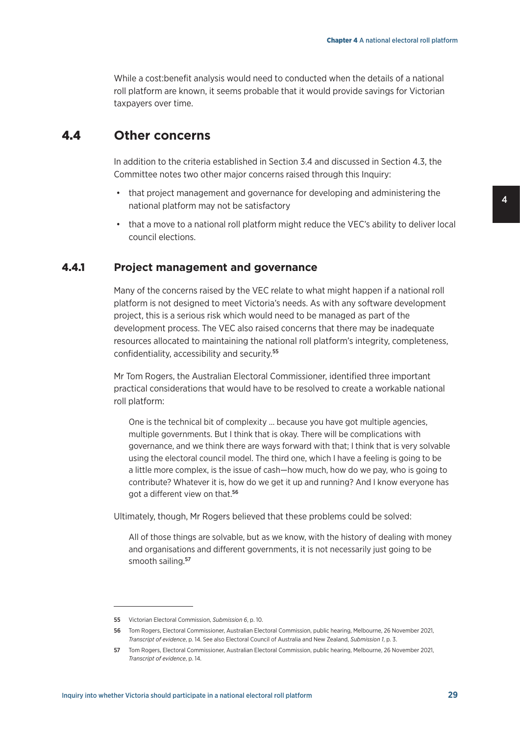While a cost:benefit analysis would need to conducted when the details of a national roll platform are known, it seems probable that it would provide savings for Victorian taxpayers over time.

## 4.4 Other concerns

In addition to the criteria established in Section 3.4 and discussed in Section 4.3, the Committee notes two other major concerns raised through this Inquiry:

- that project management and governance for developing and administering the national platform may not be satisfactory
- that a move to a national roll platform might reduce the VEC's ability to deliver local council elections.

### 4.4.1 Project management and governance

Many of the concerns raised by the VEC relate to what might happen if a national roll platform is not designed to meet Victoria's needs. As with any software development project, this is a serious risk which would need to be managed as part of the development process. The VEC also raised concerns that there may be inadequate resources allocated to maintaining the national roll platform's integrity, completeness, confidentiality, accessibility and security.[55]

Mr Tom Rogers, the Australian Electoral Commissioner, identified three important practical considerations that would have to be resolved to create a workable national roll platform:

> One is the technical bit of complexity … because you have got multiple agencies, multiple governments. But I think that is okay. There will be complications with governance, and we think there are ways forward with that; I think that is very solvable using the electoral council model. The third one, which I have a feeling is going to be a little more complex, is the issue of cash—how much, how do we pay, who is going to contribute? Whatever it is, how do we get it up and running? And I know everyone has got a different view on that.[56]

Ultimately, though, Mr Rogers believed that these problems could be solved:

> All of those things are solvable, but as we know, with the history of dealing with money and organisations and different governments, it is not necessarily just going to be smooth sailing.[57]

---

55 Victorian Electoral Commission, *Submission 6*, p. 10.

56 Tom Rogers, Electoral Commissioner, Australian Electoral Commission, public hearing, Melbourne, 26 November 2021, *Transcript of evidence*, p. 14. See also Electoral Council of Australia and New Zealand, *Submission 1*, p. 3.

57 Tom Rogers, Electoral Commissioner, Australian Electoral Commission, public hearing, Melbourne, 26 November 2021, *Transcript of evidence*, p. 14.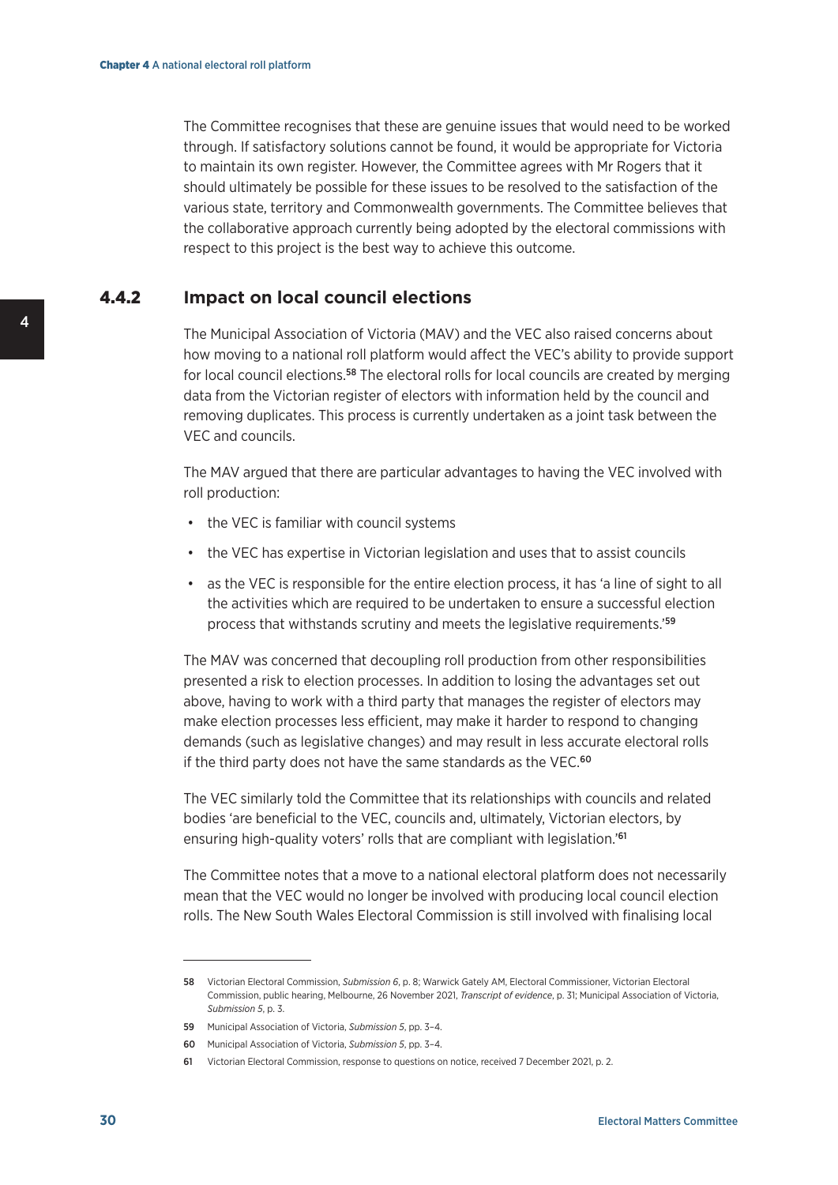The Committee recognises that these are genuine issues that would need to be worked through. If satisfactory solutions cannot be found, it would be appropriate for Victoria to maintain its own register. However, the Committee agrees with Mr Rogers that it should ultimately be possible for these issues to be resolved to the satisfaction of the various state, territory and Commonwealth governments. The Committee believes that the collaborative approach currently being adopted by the electoral commissions with respect to this project is the best way to achieve this outcome.

### 4.4.2 Impact on local council elections

The Municipal Association of Victoria (MAV) and the VEC also raised concerns about how moving to a national roll platform would affect the VEC's ability to provide support for local council elections.[58] The electoral rolls for local councils are created by merging data from the Victorian register of electors with information held by the council and removing duplicates. This process is currently undertaken as a joint task between the VEC and councils.

The MAV argued that there are particular advantages to having the VEC involved with roll production:

- the VEC is familiar with council systems
- the VEC has expertise in Victorian legislation and uses that to assist councils
- as the VEC is responsible for the entire election process, it has 'a line of sight to all the activities which are required to be undertaken to ensure a successful election process that withstands scrutiny and meets the legislative requirements.'[59]

The MAV was concerned that decoupling roll production from other responsibilities presented a risk to election processes. In addition to losing the advantages set out above, having to work with a third party that manages the register of electors may make election processes less efficient, may make it harder to respond to changing demands (such as legislative changes) and may result in less accurate electoral rolls if the third party does not have the same standards as the VEC.[60]

The VEC similarly told the Committee that its relationships with councils and related bodies 'are beneficial to the VEC, councils and, ultimately, Victorian electors, by ensuring high-quality voters' rolls that are compliant with legislation.'[61]

The Committee notes that a move to a national electoral platform does not necessarily mean that the VEC would no longer be involved with producing local council election rolls. The New South Wales Electoral Commission is still involved with finalising local

---

58 Victorian Electoral Commission, *Submission 6*, p. 8; Warwick Gately AM, Electoral Commissioner, Victorian Electoral Commission, public hearing, Melbourne, 26 November 2021, *Transcript of evidence*, p. 31; Municipal Association of Victoria, *Submission 5*, p. 3.

59 Municipal Association of Victoria, *Submission 5*, pp. 3–4.

60 Municipal Association of Victoria, *Submission 5*, pp. 3–4.

61 Victorian Electoral Commission, response to questions on notice, received 7 December 2021, p. 2.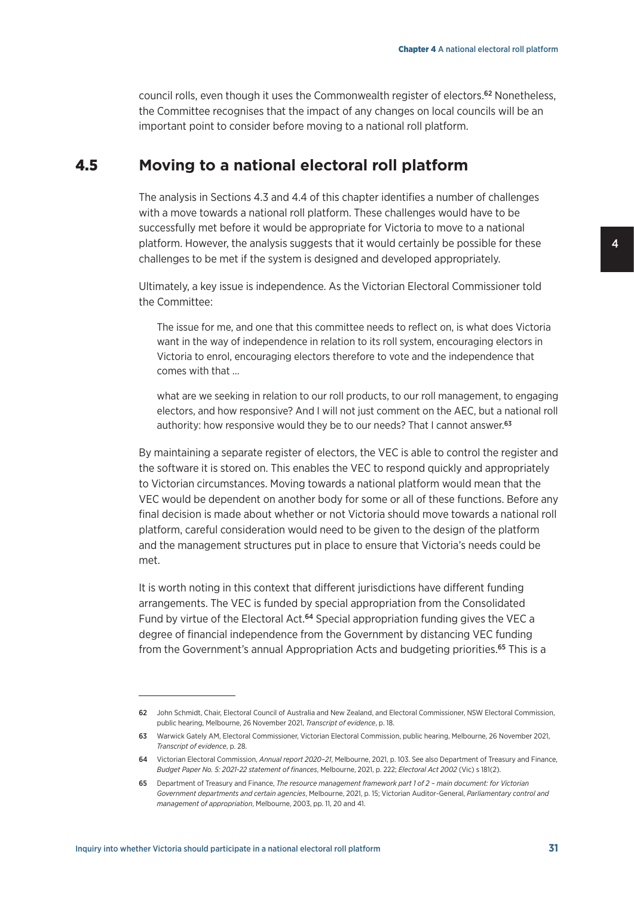council rolls, even though it uses the Commonwealth register of electors.[62] Nonetheless, the Committee recognises that the impact of any changes on local councils will be an important point to consider before moving to a national roll platform.

## 4.5 Moving to a national electoral roll platform

The analysis in Sections 4.3 and 4.4 of this chapter identifies a number of challenges with a move towards a national roll platform. These challenges would have to be successfully met before it would be appropriate for Victoria to move to a national platform. However, the analysis suggests that it would certainly be possible for these challenges to be met if the system is designed and developed appropriately.

Ultimately, a key issue is independence. As the Victorian Electoral Commissioner told the Committee:

> The issue for me, and one that this committee needs to reflect on, is what does Victoria want in the way of independence in relation to its roll system, encouraging electors in Victoria to enrol, encouraging electors therefore to vote and the independence that comes with that …
>
> what are we seeking in relation to our roll products, to our roll management, to engaging electors, and how responsive? And I will not just comment on the AEC, but a national roll authority: how responsive would they be to our needs? That I cannot answer.[63]

By maintaining a separate register of electors, the VEC is able to control the register and the software it is stored on. This enables the VEC to respond quickly and appropriately to Victorian circumstances. Moving towards a national platform would mean that the VEC would be dependent on another body for some or all of these functions. Before any final decision is made about whether or not Victoria should move towards a national roll platform, careful consideration would need to be given to the design of the platform and the management structures put in place to ensure that Victoria's needs could be met.

It is worth noting in this context that different jurisdictions have different funding arrangements. The VEC is funded by special appropriation from the Consolidated Fund by virtue of the Electoral Act.[64] Special appropriation funding gives the VEC a degree of financial independence from the Government by distancing VEC funding from the Government's annual Appropriation Acts and budgeting priorities.[65] This is a

---

62 John Schmidt, Chair, Electoral Council of Australia and New Zealand, and Electoral Commissioner, NSW Electoral Commission, public hearing, Melbourne, 26 November 2021, *Transcript of evidence*, p. 18.

63 Warwick Gately AM, Electoral Commissioner, Victorian Electoral Commission, public hearing, Melbourne, 26 November 2021, *Transcript of evidence*, p. 28.

64 Victorian Electoral Commission, *Annual report 2020–21*, Melbourne, 2021, p. 103. See also Department of Treasury and Finance, *Budget Paper No. 5: 2021-22 statement of finances*, Melbourne, 2021, p. 222; *Electoral Act 2002* (Vic) s 181(2).

65 Department of Treasury and Finance, *The resource management framework part 1 of 2 – main document: for Victorian Government departments and certain agencies*, Melbourne, 2021, p. 15; Victorian Auditor-General, *Parliamentary control and management of appropriation*, Melbourne, 2003, pp. 11, 20 and 41.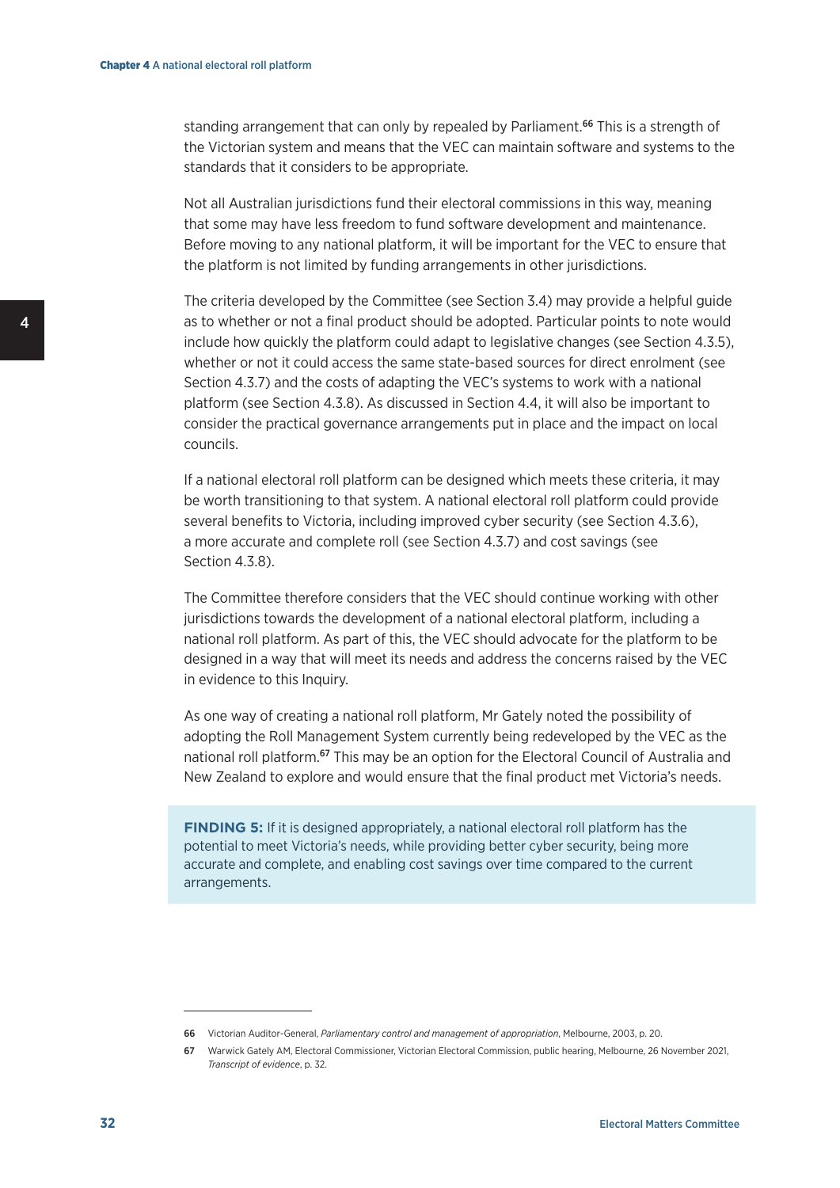standing arrangement that can only by repealed by Parliament.[66] This is a strength of the Victorian system and means that the VEC can maintain software and systems to the standards that it considers to be appropriate.

Not all Australian jurisdictions fund their electoral commissions in this way, meaning that some may have less freedom to fund software development and maintenance. Before moving to any national platform, it will be important for the VEC to ensure that the platform is not limited by funding arrangements in other jurisdictions.

The criteria developed by the Committee (see Section 3.4) may provide a helpful guide as to whether or not a final product should be adopted. Particular points to note would include how quickly the platform could adapt to legislative changes (see Section 4.3.5), whether or not it could access the same state-based sources for direct enrolment (see Section 4.3.7) and the costs of adapting the VEC's systems to work with a national platform (see Section 4.3.8). As discussed in Section 4.4, it will also be important to consider the practical governance arrangements put in place and the impact on local councils.

If a national electoral roll platform can be designed which meets these criteria, it may be worth transitioning to that system. A national electoral roll platform could provide several benefits to Victoria, including improved cyber security (see Section 4.3.6), a more accurate and complete roll (see Section 4.3.7) and cost savings (see Section 4.3.8).

The Committee therefore considers that the VEC should continue working with other jurisdictions towards the development of a national electoral platform, including a national roll platform. As part of this, the VEC should advocate for the platform to be designed in a way that will meet its needs and address the concerns raised by the VEC in evidence to this Inquiry.

As one way of creating a national roll platform, Mr Gately noted the possibility of adopting the Roll Management System currently being redeveloped by the VEC as the national roll platform.[67] This may be an option for the Electoral Council of Australia and New Zealand to explore and would ensure that the final product met Victoria's needs.

**FINDING 5:** If it is designed appropriately, a national electoral roll platform has the potential to meet Victoria's needs, while providing better cyber security, being more accurate and complete, and enabling cost savings over time compared to the current arrangements.

---

66 Victorian Auditor-General, *Parliamentary control and management of appropriation*, Melbourne, 2003, p. 20.

67 Warwick Gately AM, Electoral Commissioner, Victorian Electoral Commission, public hearing, Melbourne, 26 November 2021, *Transcript of evidence*, p. 32.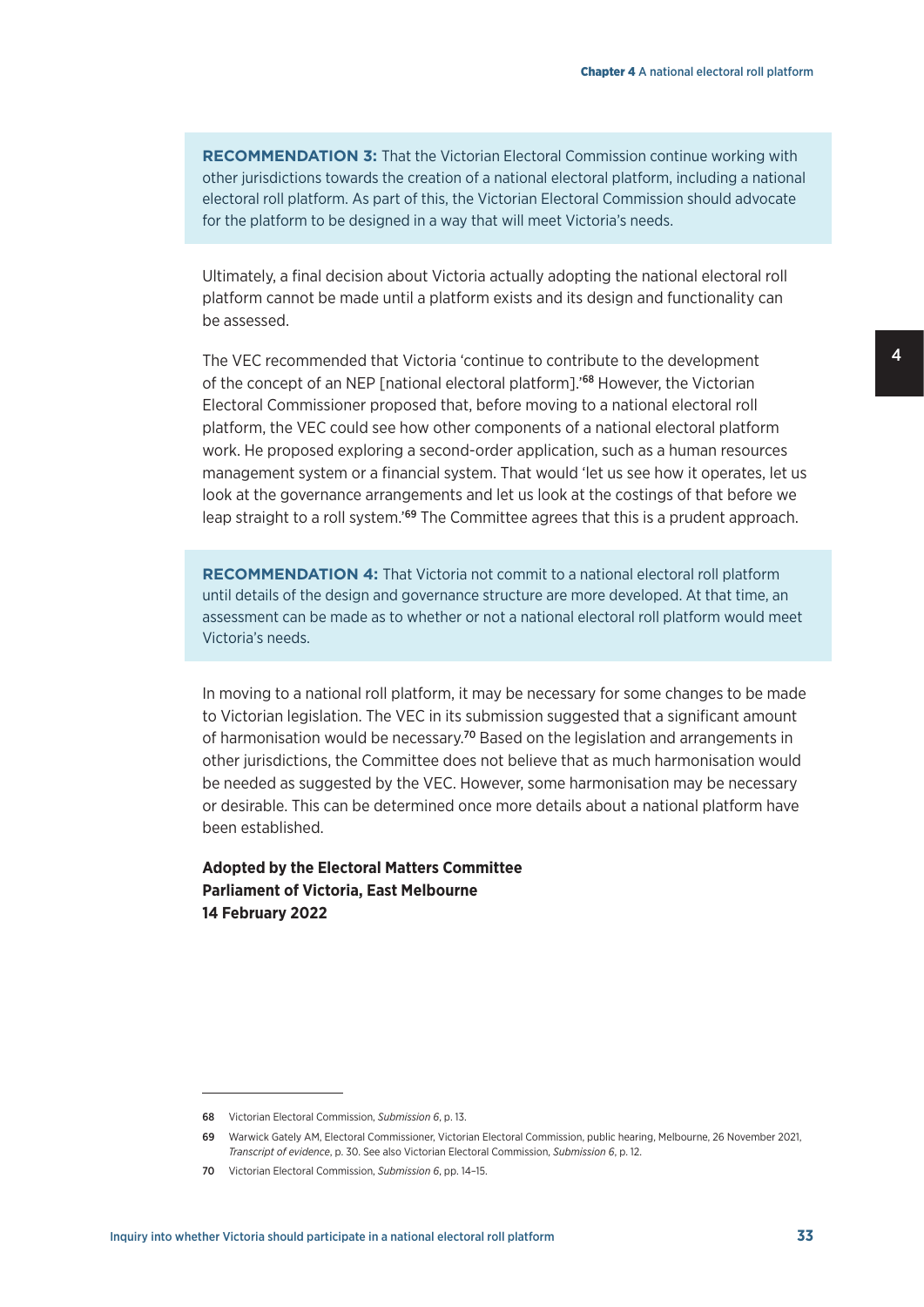**RECOMMENDATION 3:** That the Victorian Electoral Commission continue working with other jurisdictions towards the creation of a national electoral platform, including a national electoral roll platform. As part of this, the Victorian Electoral Commission should advocate for the platform to be designed in a way that will meet Victoria's needs.

Ultimately, a final decision about Victoria actually adopting the national electoral roll platform cannot be made until a platform exists and its design and functionality can be assessed.

The VEC recommended that Victoria 'continue to contribute to the development of the concept of an NEP [national electoral platform].'[68] However, the Victorian Electoral Commissioner proposed that, before moving to a national electoral roll platform, the VEC could see how other components of a national electoral platform work. He proposed exploring a second-order application, such as a human resources management system or a financial system. That would 'let us see how it operates, let us look at the governance arrangements and let us look at the costings of that before we leap straight to a roll system.'[69] The Committee agrees that this is a prudent approach.

**RECOMMENDATION 4:** That Victoria not commit to a national electoral roll platform until details of the design and governance structure are more developed. At that time, an assessment can be made as to whether or not a national electoral roll platform would meet Victoria's needs.

In moving to a national roll platform, it may be necessary for some changes to be made to Victorian legislation. The VEC in its submission suggested that a significant amount of harmonisation would be necessary.[70] Based on the legislation and arrangements in other jurisdictions, the Committee does not believe that as much harmonisation would be needed as suggested by the VEC. However, some harmonisation may be necessary or desirable. This can be determined once more details about a national platform have been established.

**Adopted by the Electoral Matters Committee**
**Parliament of Victoria, East Melbourne**
**14 February 2022**

---

68 Victorian Electoral Commission, *Submission 6*, p. 13.

69 Warwick Gately AM, Electoral Commissioner, Victorian Electoral Commission, public hearing, Melbourne, 26 November 2021, *Transcript of evidence*, p. 30. See also Victorian Electoral Commission, *Submission 6*, p. 12.

70 Victorian Electoral Commission, *Submission 6*, pp. 14–15.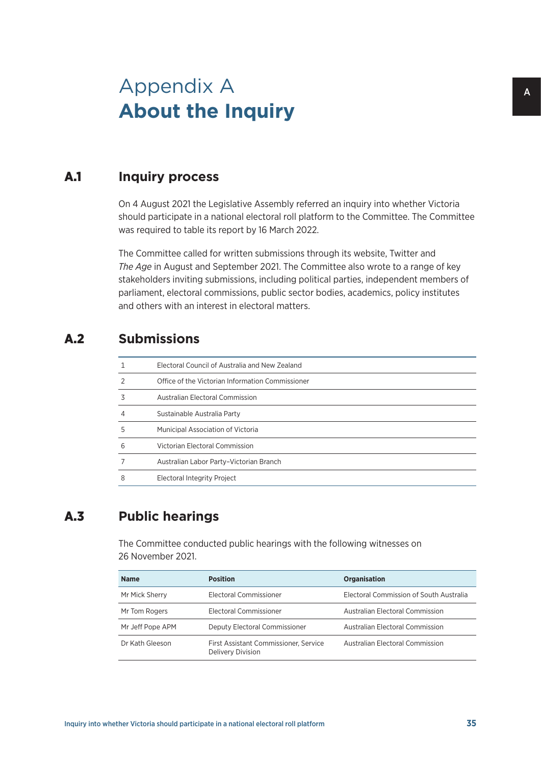# Appendix A
# **About the Inquiry**

## A.1 Inquiry process

On 4 August 2021 the Legislative Assembly referred an inquiry into whether Victoria should participate in a national electoral roll platform to the Committee. The Committee was required to table its report by 16 March 2022.

The Committee called for written submissions through its website, Twitter and *The Age* in August and September 2021. The Committee also wrote to a range of key stakeholders inviting submissions, including political parties, independent members of parliament, electoral commissions, public sector bodies, academics, policy institutes and others with an interest in electoral matters.

## A.2 Submissions

| | |
|---|---|
| 1 | Electoral Council of Australia and New Zealand |
| 2 | Office of the Victorian Information Commissioner |
| 3 | Australian Electoral Commission |
| 4 | Sustainable Australia Party |
| 5 | Municipal Association of Victoria |
| 6 | Victorian Electoral Commission |
| 7 | Australian Labor Party–Victorian Branch |
| 8 | Electoral Integrity Project |

## A.3 Public hearings

The Committee conducted public hearings with the following witnesses on 26 November 2021.

| Name | Position | Organisation |
|---|---|---|
| Mr Mick Sherry | Electoral Commissioner | Electoral Commission of South Australia |
| Mr Tom Rogers | Electoral Commissioner | Australian Electoral Commission |
| Mr Jeff Pope APM | Deputy Electoral Commissioner | Australian Electoral Commission |
| Dr Kath Gleeson | First Assistant Commissioner, Service Delivery Division | Australian Electoral Commission |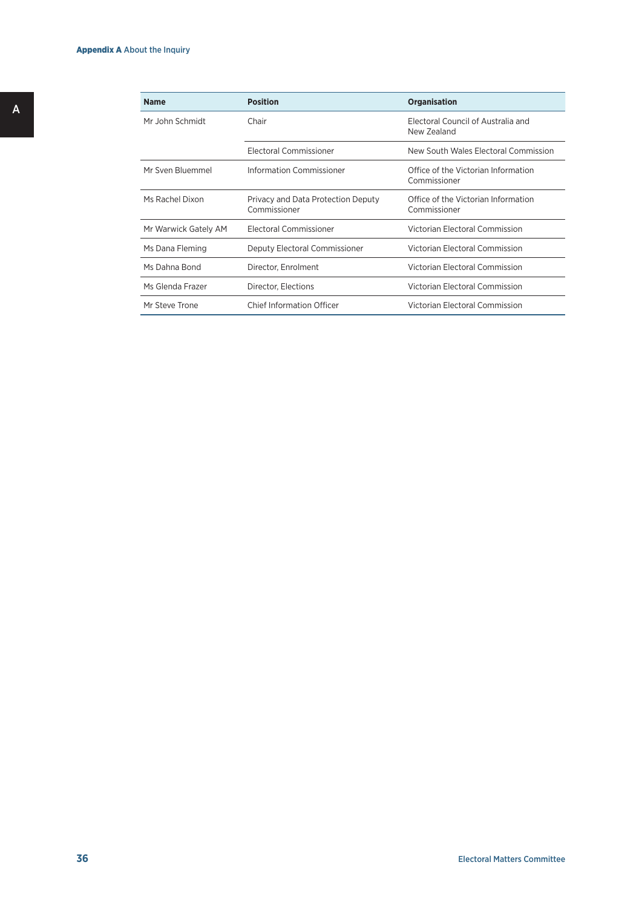| Name | Position | Organisation |
|---|---|---|
| Mr John Schmidt | Chair | Electoral Council of Australia and New Zealand |
| | Electoral Commissioner | New South Wales Electoral Commission |
| Mr Sven Bluemmel | Information Commissioner | Office of the Victorian Information Commissioner |
| Ms Rachel Dixon | Privacy and Data Protection Deputy Commissioner | Office of the Victorian Information Commissioner |
| Mr Warwick Gately AM | Electoral Commissioner | Victorian Electoral Commission |
| Ms Dana Fleming | Deputy Electoral Commissioner | Victorian Electoral Commission |
| Ms Dahna Bond | Director, Enrolment | Victorian Electoral Commission |
| Ms Glenda Frazer | Director, Elections | Victorian Electoral Commission |
| Mr Steve Trone | Chief Information Officer | Victorian Electoral Commission |